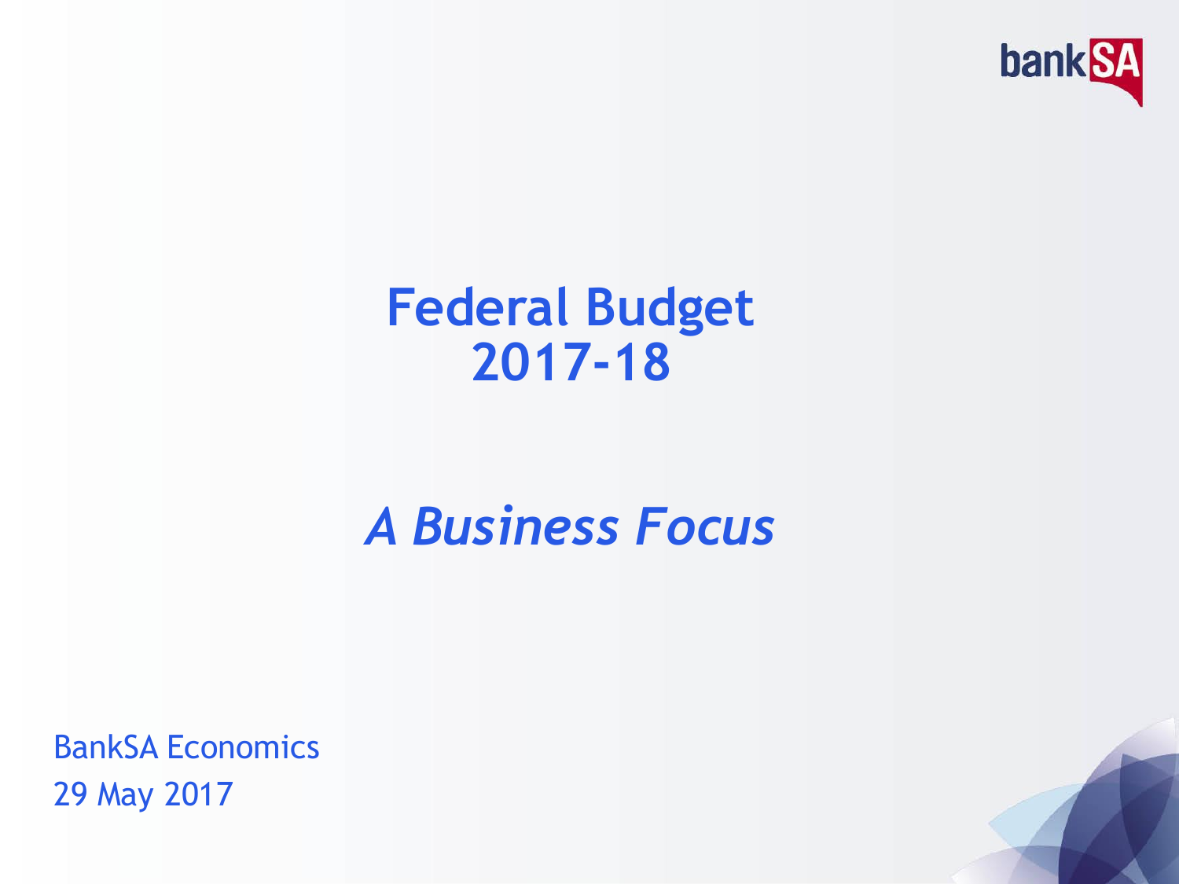# Federal Budget 2017-18

## *A Business Focus*

BankSA Economics
29 May 2017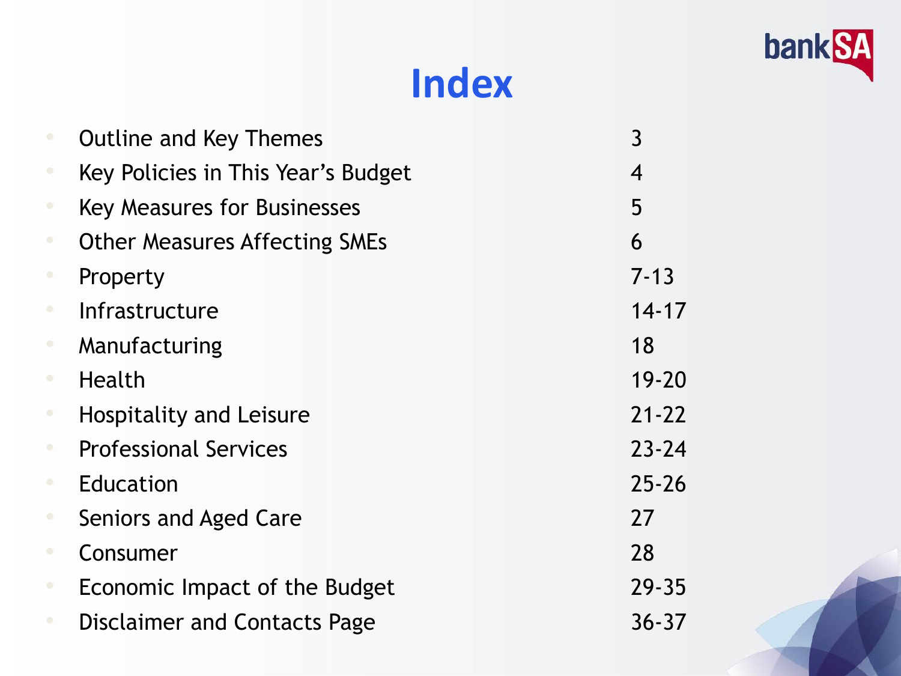# Index

| | |
|---|---|
| Outline and Key Themes | 3 |
| Key Policies in This Year's Budget | 4 |
| Key Measures for Businesses | 5 |
| Other Measures Affecting SMEs | 6 |
| Property | 7-13 |
| Infrastructure | 14-17 |
| Manufacturing | 18 |
| Health | 19-20 |
| Hospitality and Leisure | 21-22 |
| Professional Services | 23-24 |
| Education | 25-26 |
| Seniors and Aged Care | 27 |
| Consumer | 28 |
| Economic Impact of the Budget | 29-35 |
| Disclaimer and Contacts Page | 36-37 |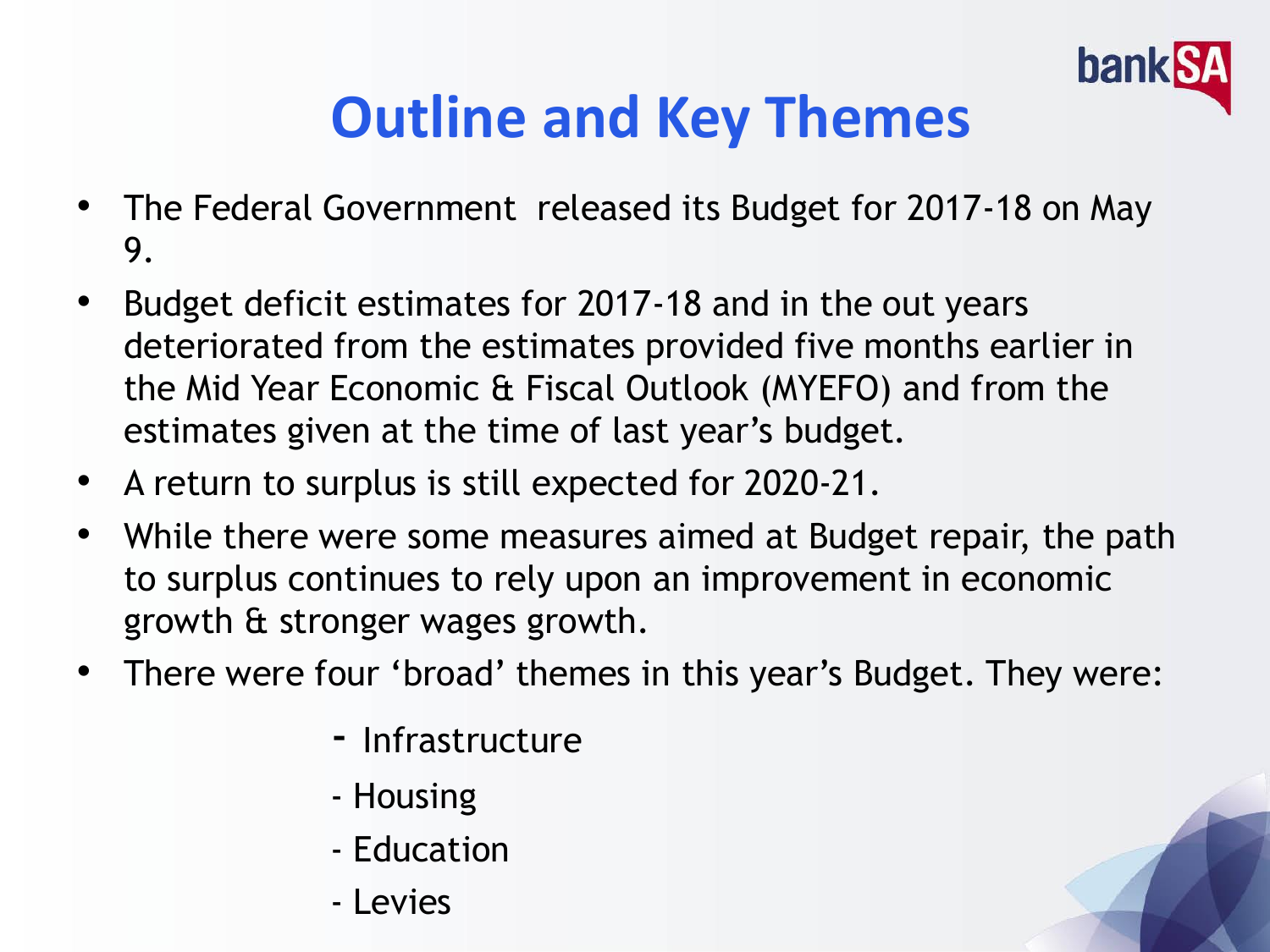# Outline and Key Themes

- The Federal Government released its Budget for 2017-18 on May 9.
- Budget deficit estimates for 2017-18 and in the out years deteriorated from the estimates provided five months earlier in the Mid Year Economic & Fiscal Outlook (MYEFO) and from the estimates given at the time of last year's budget.
- A return to surplus is still expected for 2020-21.
- While there were some measures aimed at Budget repair, the path to surplus continues to rely upon an improvement in economic growth & stronger wages growth.
- There were four 'broad' themes in this year's Budget. They were:
  - Infrastructure
  - Housing
  - Education
  - Levies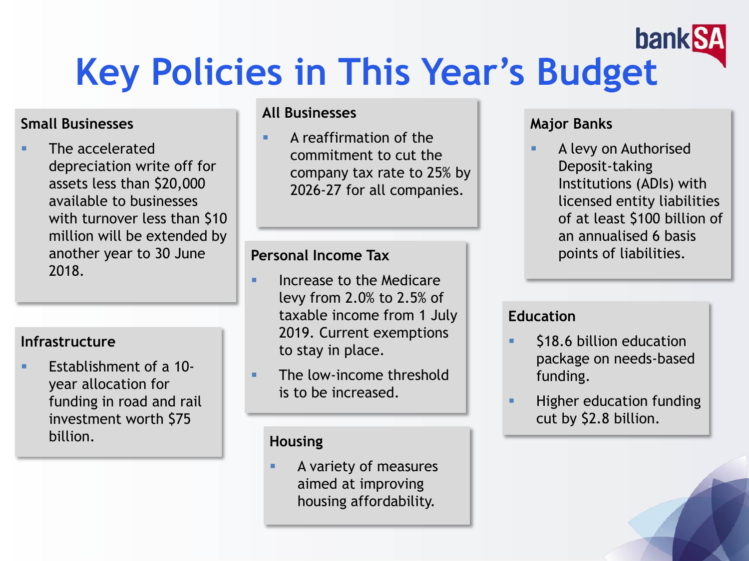# Key Policies in This Year's Budget

### Small Businesses

- The accelerated depreciation write off for assets less than $20,000 available to businesses with turnover less than $10 million will be extended by another year to 30 June 2018.

### All Businesses

- A reaffirmation of the commitment to cut the company tax rate to 25% by 2026-27 for all companies.

### Major Banks

- A levy on Authorised Deposit-taking Institutions (ADIs) with licensed entity liabilities of at least $100 billion of an annualised 6 basis points of liabilities.

### Infrastructure

- Establishment of a 10-year allocation for funding in road and rail investment worth $75 billion.

### Personal Income Tax

- Increase to the Medicare levy from 2.0% to 2.5% of taxable income from 1 July 2019. Current exemptions to stay in place.
- The low-income threshold is to be increased.

### Education

- $18.6 billion education package on needs-based funding.
- Higher education funding cut by $2.8 billion.

### Housing

- A variety of measures aimed at improving housing affordability.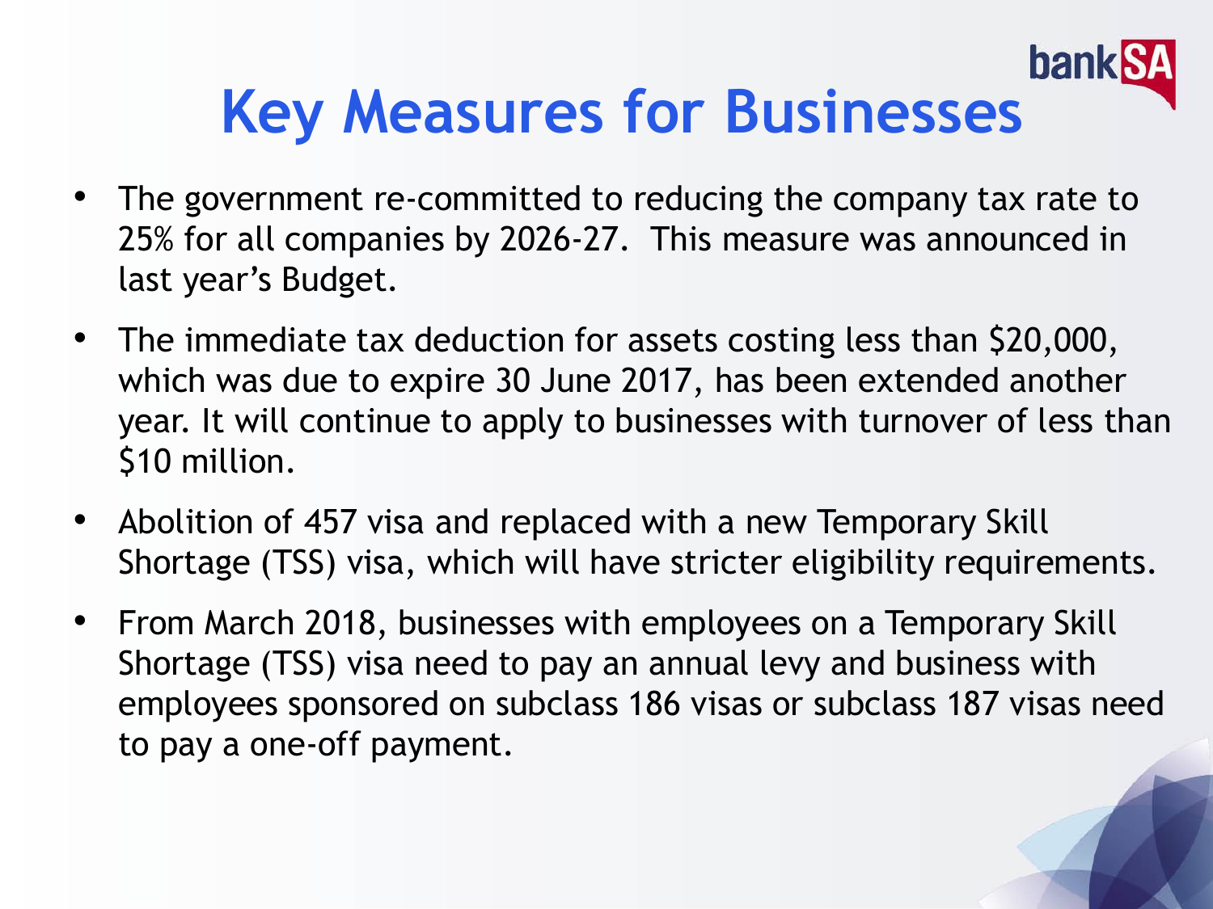# Key Measures for Businesses

- The government re-committed to reducing the company tax rate to 25% for all companies by 2026-27. This measure was announced in last year's Budget.
- The immediate tax deduction for assets costing less than $20,000, which was due to expire 30 June 2017, has been extended another year. It will continue to apply to businesses with turnover of less than $10 million.
- Abolition of 457 visa and replaced with a new Temporary Skill Shortage (TSS) visa, which will have stricter eligibility requirements.
- From March 2018, businesses with employees on a Temporary Skill Shortage (TSS) visa need to pay an annual levy and business with employees sponsored on subclass 186 visas or subclass 187 visas need to pay a one-off payment.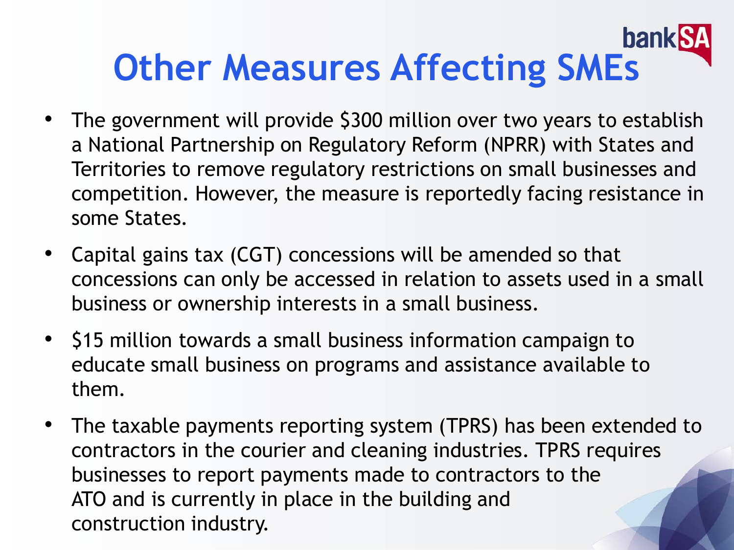# Other Measures Affecting SMEs

- The government will provide $300 million over two years to establish a National Partnership on Regulatory Reform (NPRR) with States and Territories to remove regulatory restrictions on small businesses and competition. However, the measure is reportedly facing resistance in some States.
- Capital gains tax (CGT) concessions will be amended so that concessions can only be accessed in relation to assets used in a small business or ownership interests in a small business.
- $15 million towards a small business information campaign to educate small business on programs and assistance available to them.
- The taxable payments reporting system (TPRS) has been extended to contractors in the courier and cleaning industries. TPRS requires businesses to report payments made to contractors to the ATO and is currently in place in the building and construction industry.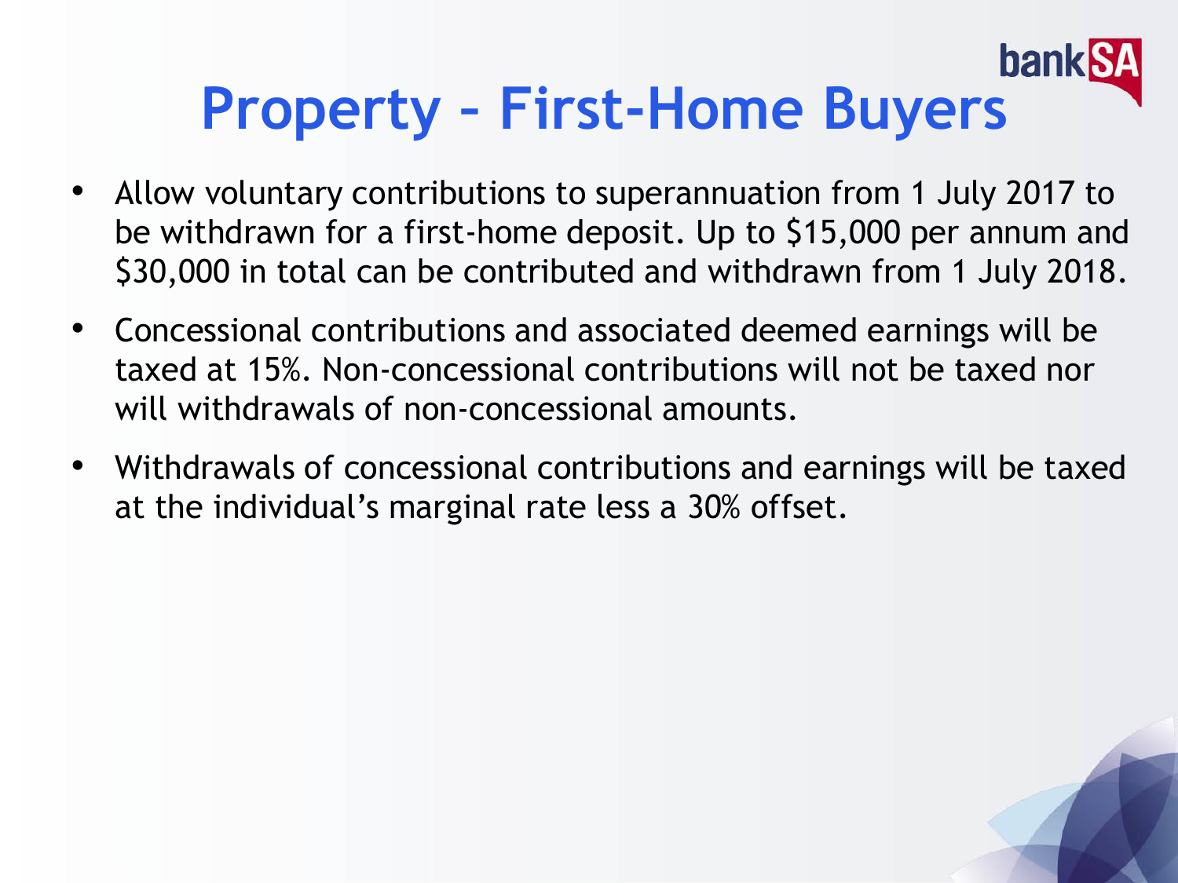# Property - First-Home Buyers

- Allow voluntary contributions to superannuation from 1 July 2017 to be withdrawn for a first-home deposit. Up to $15,000 per annum and $30,000 in total can be contributed and withdrawn from 1 July 2018.
- Concessional contributions and associated deemed earnings will be taxed at 15%. Non-concessional contributions will not be taxed nor will withdrawals of non-concessional amounts.
- Withdrawals of concessional contributions and earnings will be taxed at the individual's marginal rate less a 30% offset.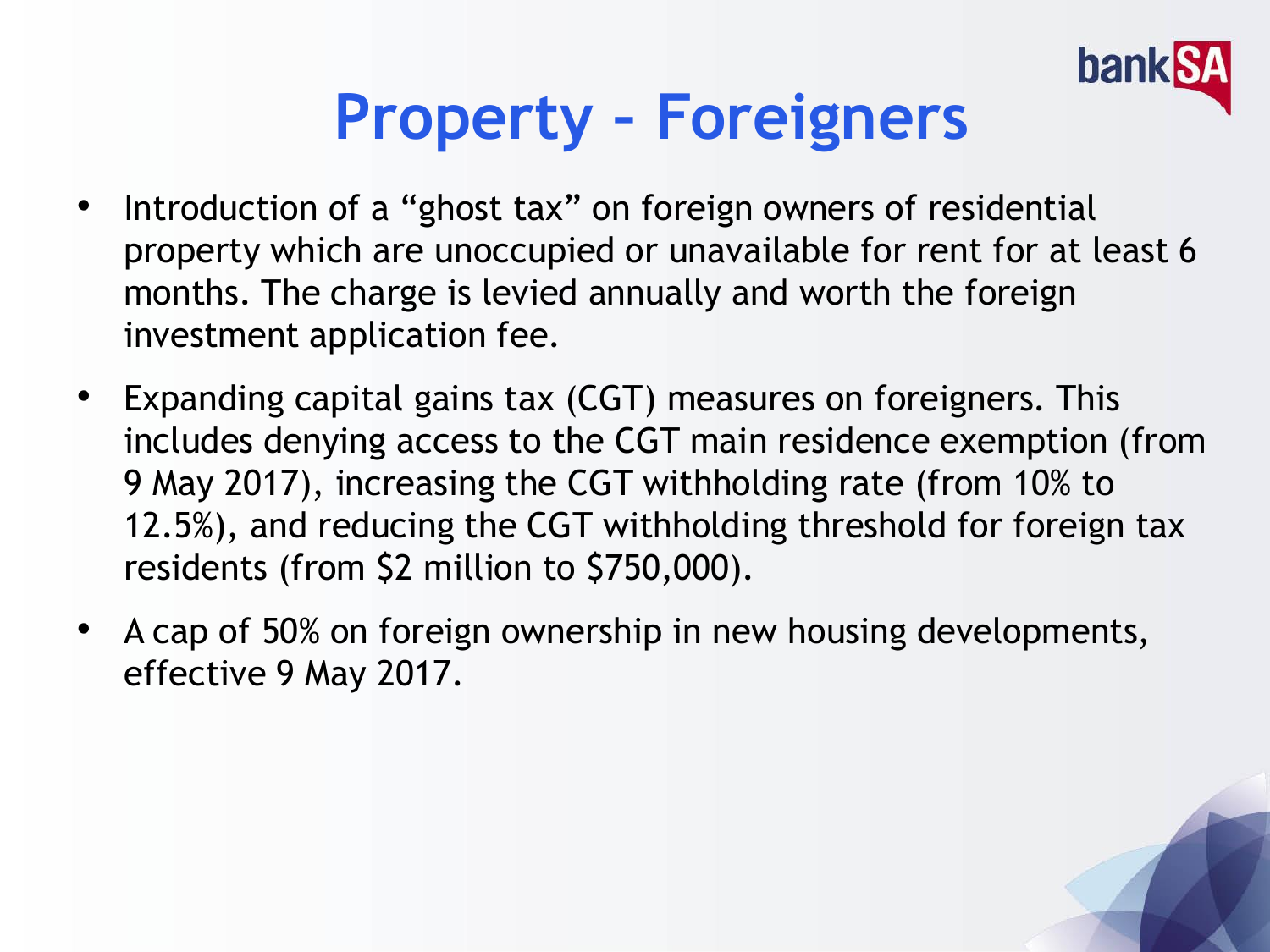# Property – Foreigners

- Introduction of a "ghost tax" on foreign owners of residential property which are unoccupied or unavailable for rent for at least 6 months. The charge is levied annually and worth the foreign investment application fee.
- Expanding capital gains tax (CGT) measures on foreigners. This includes denying access to the CGT main residence exemption (from 9 May 2017), increasing the CGT withholding rate (from 10% to 12.5%), and reducing the CGT withholding threshold for foreign tax residents (from $2 million to $750,000).
- A cap of 50% on foreign ownership in new housing developments, effective 9 May 2017.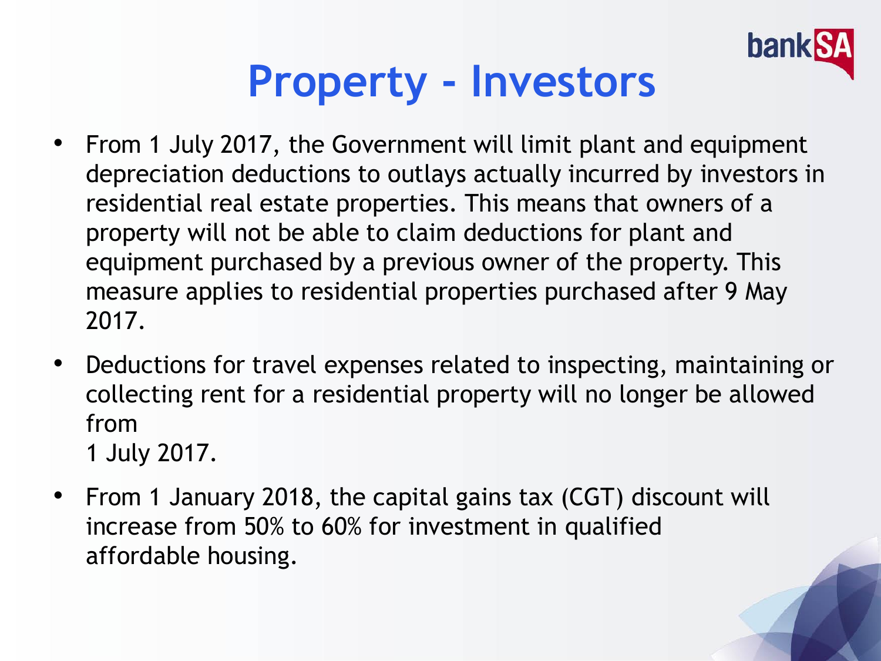# Property - Investors

- From 1 July 2017, the Government will limit plant and equipment depreciation deductions to outlays actually incurred by investors in residential real estate properties. This means that owners of a property will not be able to claim deductions for plant and equipment purchased by a previous owner of the property. This measure applies to residential properties purchased after 9 May 2017.
- Deductions for travel expenses related to inspecting, maintaining or collecting rent for a residential property will no longer be allowed from 1 July 2017.
- From 1 January 2018, the capital gains tax (CGT) discount will increase from 50% to 60% for investment in qualified affordable housing.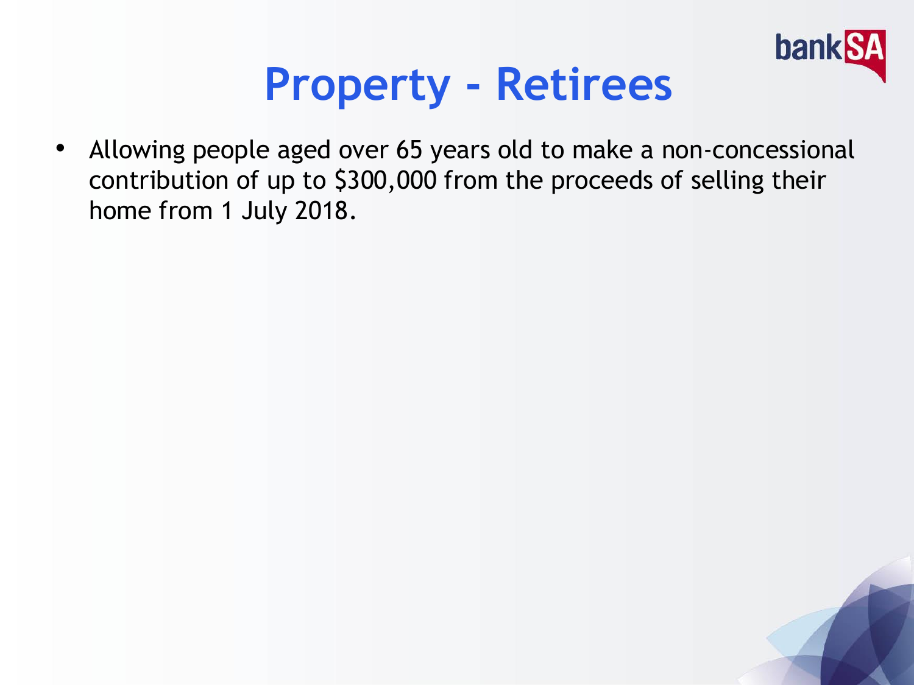# Property - Retirees

- Allowing people aged over 65 years old to make a non-concessional contribution of up to $300,000 from the proceeds of selling their home from 1 July 2018.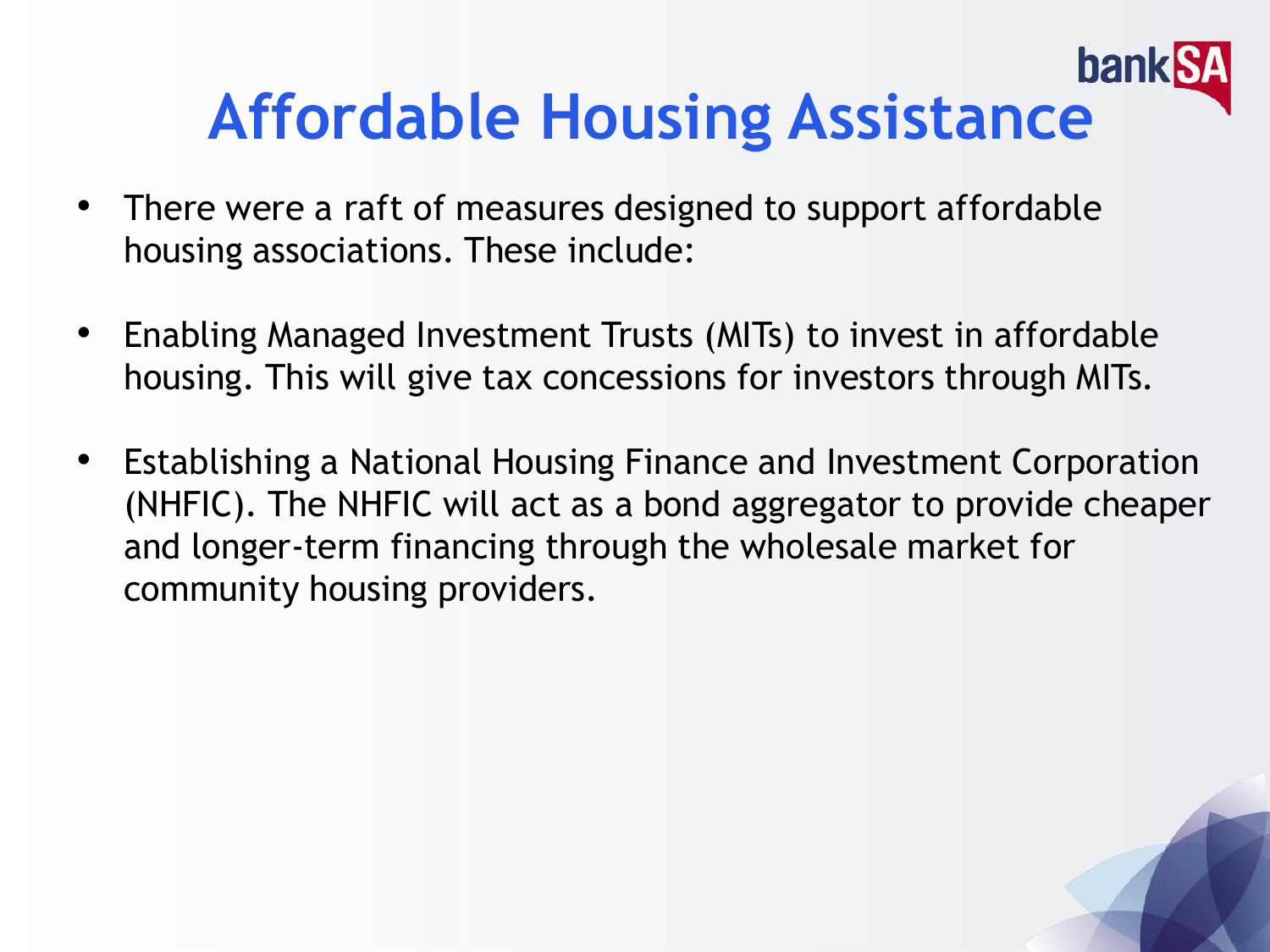# Affordable Housing Assistance

- There were a raft of measures designed to support affordable housing associations. These include:
- Enabling Managed Investment Trusts (MITs) to invest in affordable housing. This will give tax concessions for investors through MITs.
- Establishing a National Housing Finance and Investment Corporation (NHFIC). The NHFIC will act as a bond aggregator to provide cheaper and longer-term financing through the wholesale market for community housing providers.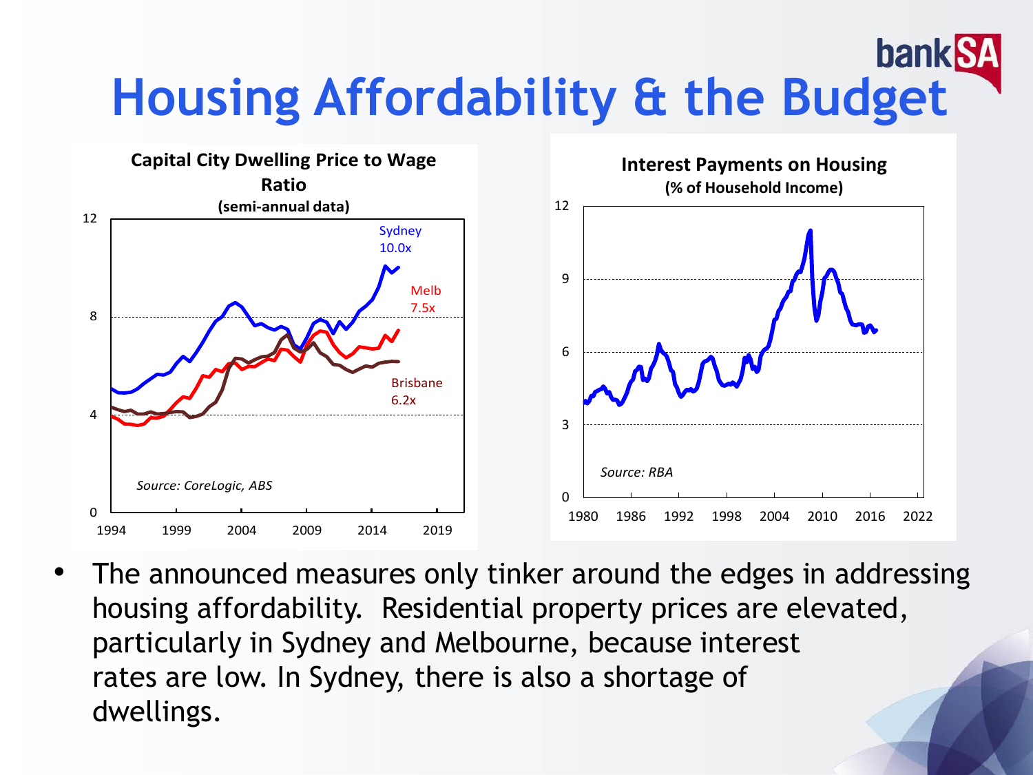# Housing Affordability & the Budget

**Capital City Dwelling Price to Wage Ratio**
**(semi-annual data)**

Sydney 10.0x

Melb 7.5x

Brisbane 6.2x

*Source: CoreLogic, ABS*

**Interest Payments on Housing**
**(% of Household Income)**

*Source: RBA*

- The announced measures only tinker around the edges in addressing housing affordability. Residential property prices are elevated, particularly in Sydney and Melbourne, because interest rates are low. In Sydney, there is also a shortage of dwellings.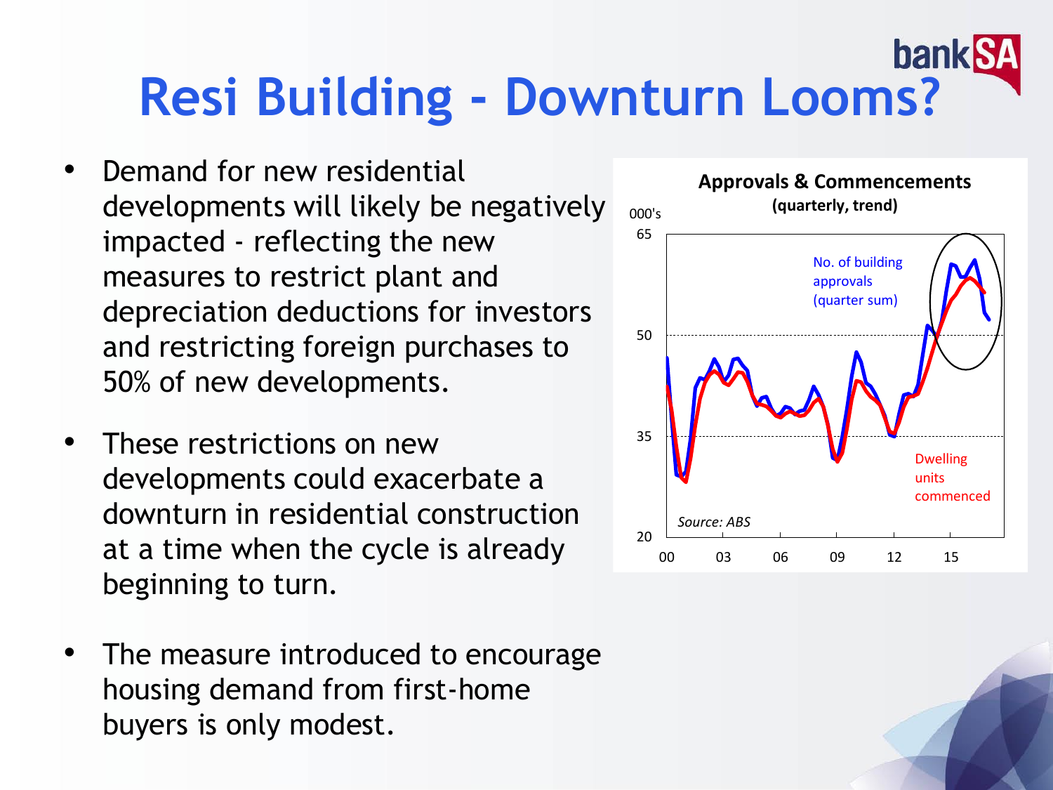# Resi Building - Downturn Looms?

- Demand for new residential developments will likely be negatively impacted - reflecting the new measures to restrict plant and depreciation deductions for investors and restricting foreign purchases to 50% of new developments.
- These restrictions on new developments could exacerbate a downturn in residential construction at a time when the cycle is already beginning to turn.
- The measure introduced to encourage housing demand from first-home buyers is only modest.

**Approvals & Commencements**
**(quarterly, trend)**

Source: ABS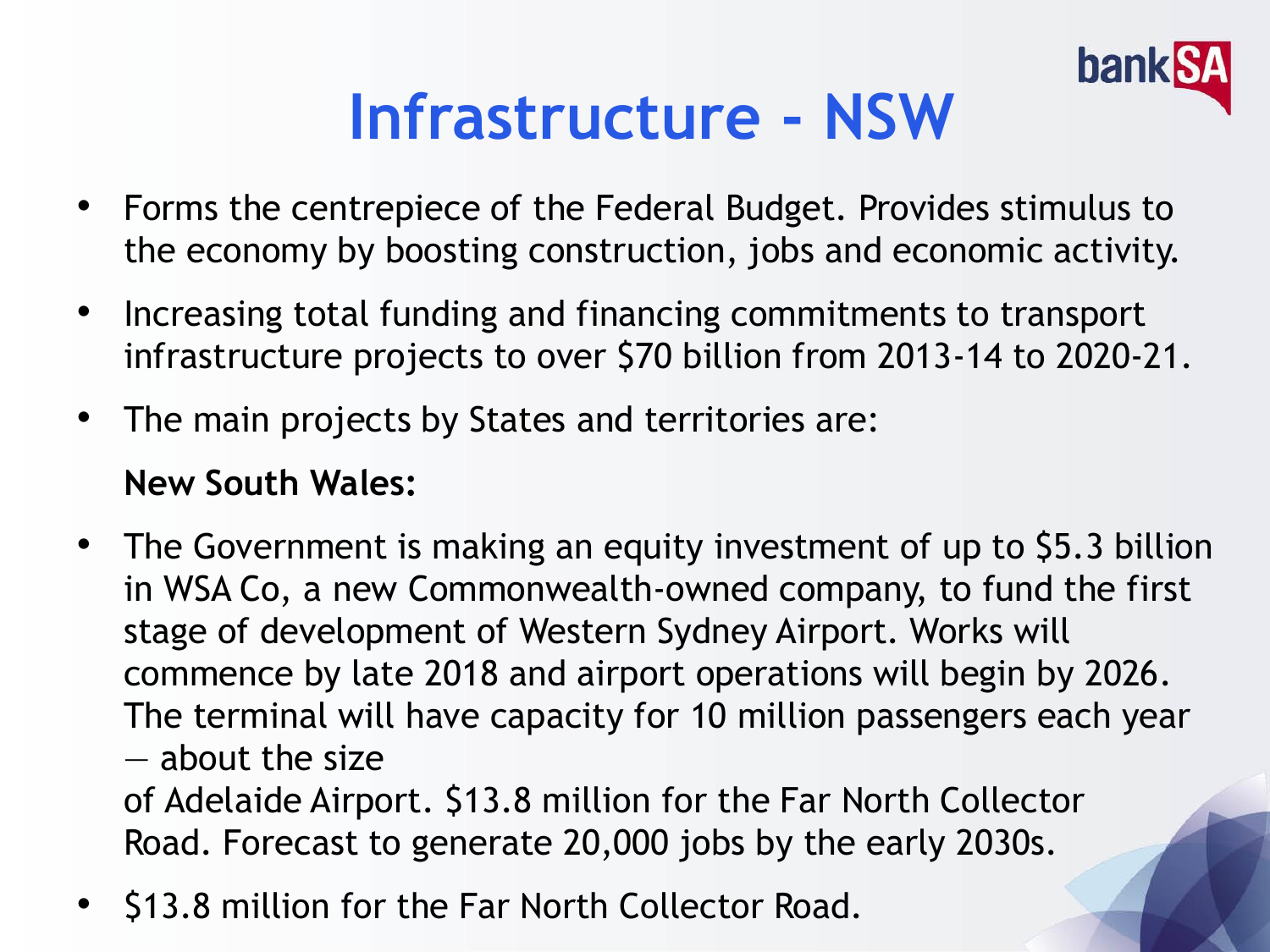# Infrastructure - NSW

- Forms the centrepiece of the Federal Budget. Provides stimulus to the economy by boosting construction, jobs and economic activity.
- Increasing total funding and financing commitments to transport infrastructure projects to over $70 billion from 2013-14 to 2020-21.
- The main projects by States and territories are:

**New South Wales:**

- The Government is making an equity investment of up to $5.3 billion in WSA Co, a new Commonwealth-owned company, to fund the first stage of development of Western Sydney Airport. Works will commence by late 2018 and airport operations will begin by 2026. The terminal will have capacity for 10 million passengers each year — about the size of Adelaide Airport. $13.8 million for the Far North Collector Road. Forecast to generate 20,000 jobs by the early 2030s.
- $13.8 million for the Far North Collector Road.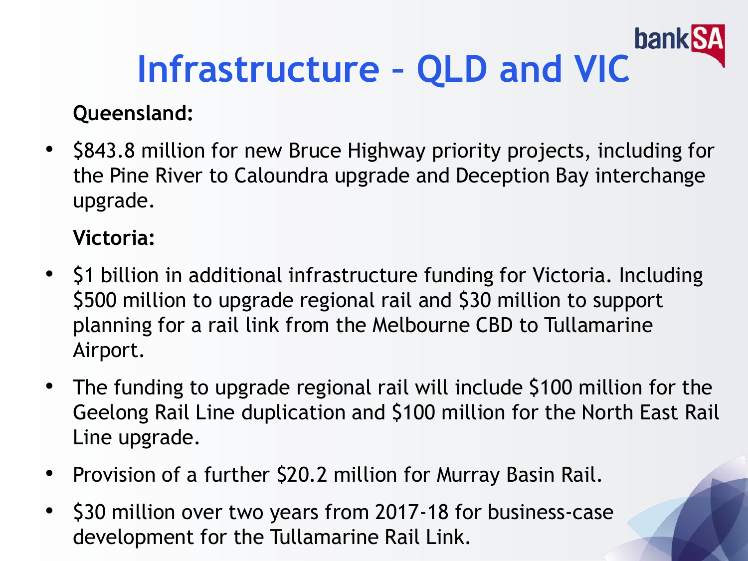# Infrastructure – QLD and VIC

**Queensland:**

- $843.8 million for new Bruce Highway priority projects, including for the Pine River to Caloundra upgrade and Deception Bay interchange upgrade.

**Victoria:**

- $1 billion in additional infrastructure funding for Victoria. Including $500 million to upgrade regional rail and $30 million to support planning for a rail link from the Melbourne CBD to Tullamarine Airport.
- The funding to upgrade regional rail will include $100 million for the Geelong Rail Line duplication and $100 million for the North East Rail Line upgrade.
- Provision of a further $20.2 million for Murray Basin Rail.
- $30 million over two years from 2017-18 for business-case development for the Tullamarine Rail Link.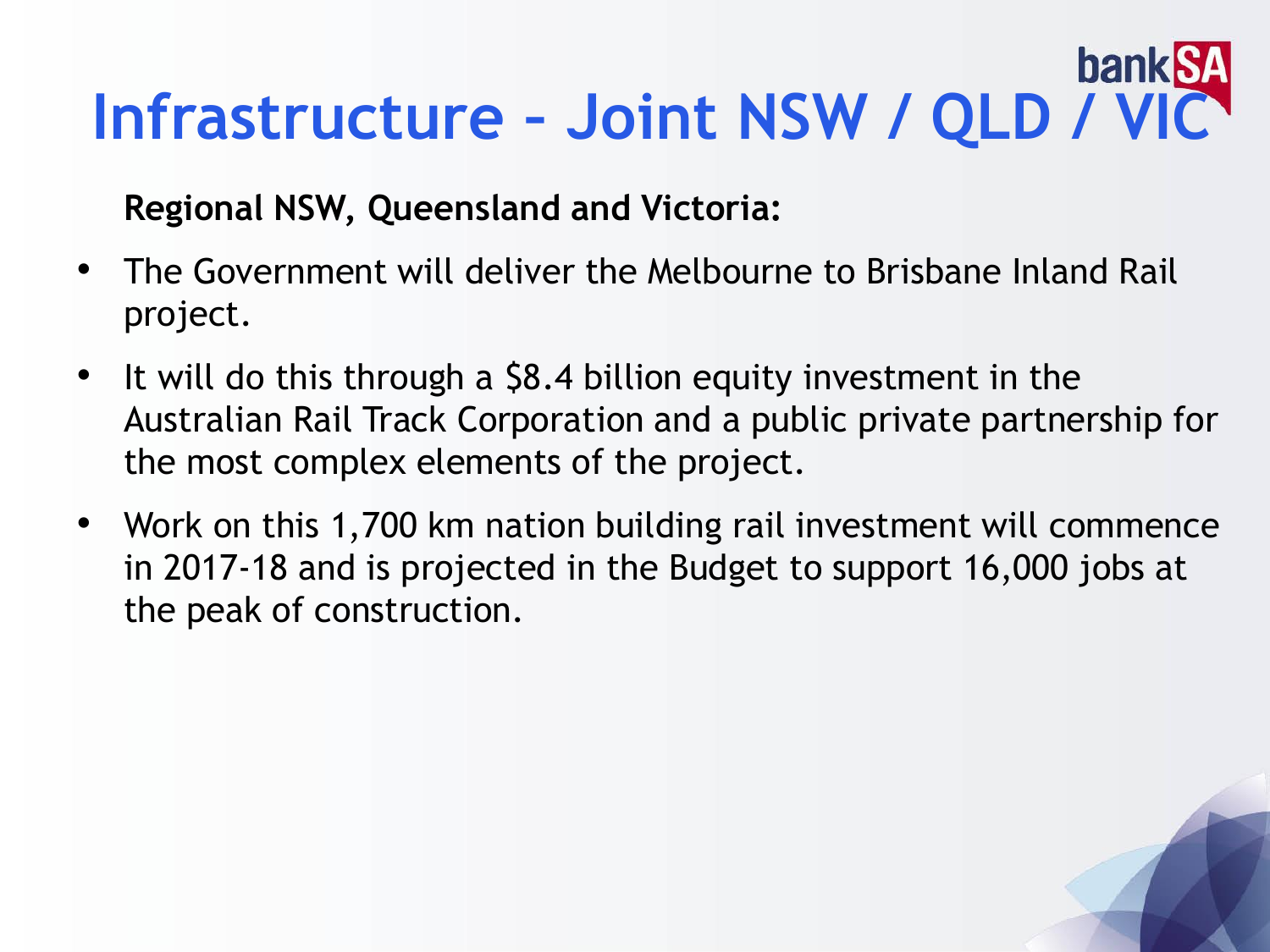# Infrastructure – Joint NSW / QLD / VIC

**Regional NSW, Queensland and Victoria:**

- The Government will deliver the Melbourne to Brisbane Inland Rail project.
- It will do this through a $8.4 billion equity investment in the Australian Rail Track Corporation and a public private partnership for the most complex elements of the project.
- Work on this 1,700 km nation building rail investment will commence in 2017-18 and is projected in the Budget to support 16,000 jobs at the peak of construction.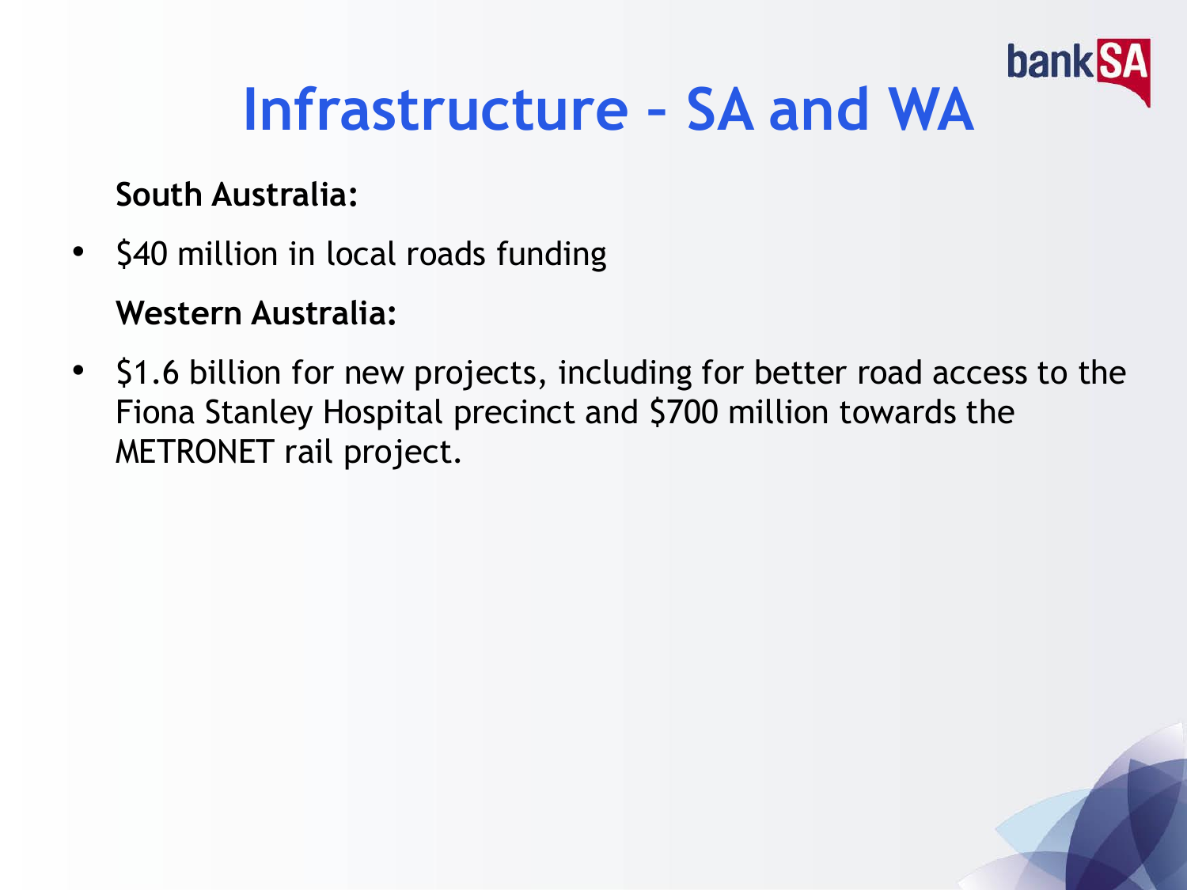# Infrastructure – SA and WA

**South Australia:**

- $40 million in local roads funding

**Western Australia:**

- $1.6 billion for new projects, including for better road access to the Fiona Stanley Hospital precinct and $700 million towards the METRONET rail project.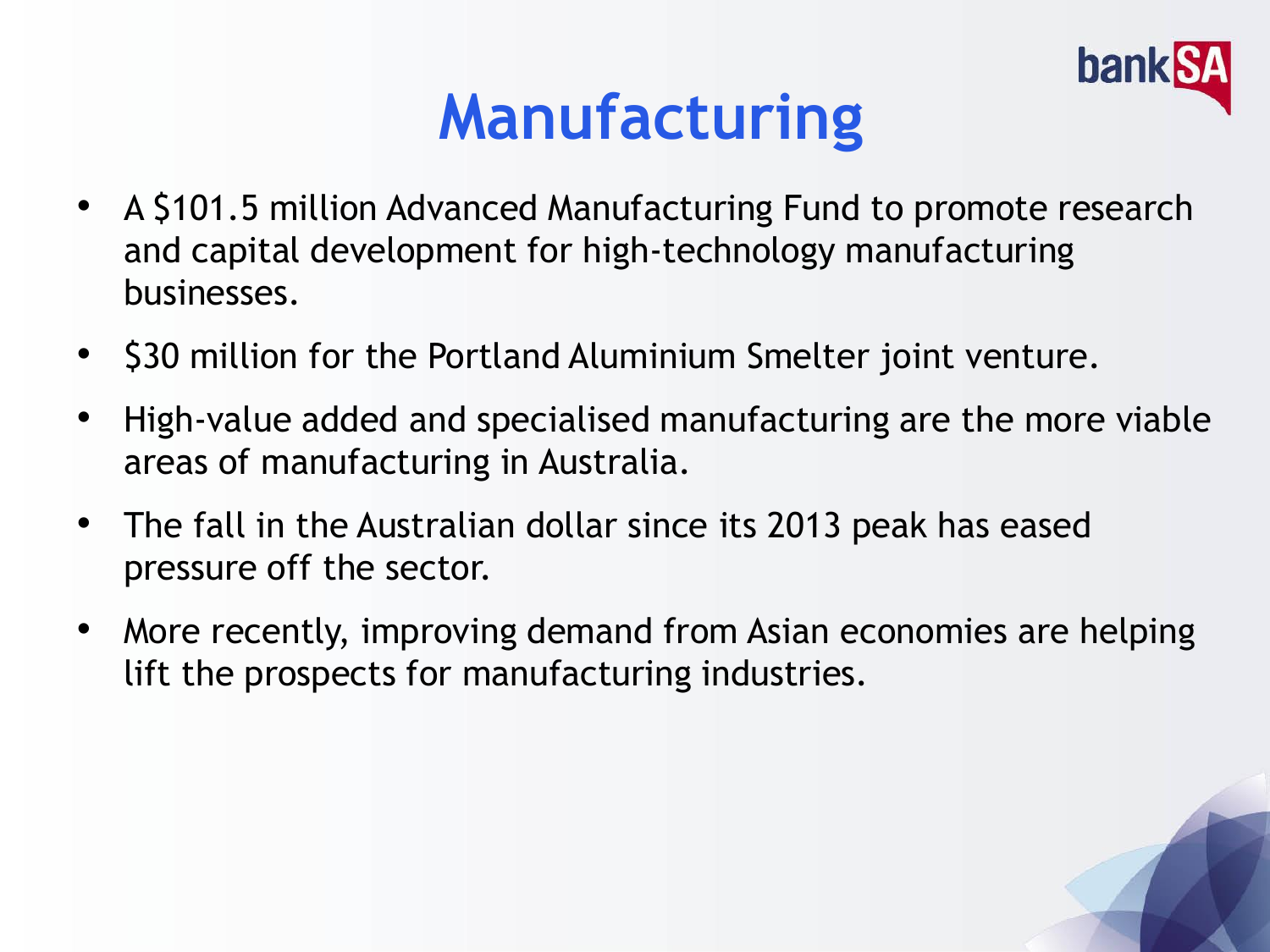# Manufacturing

- A $101.5 million Advanced Manufacturing Fund to promote research and capital development for high-technology manufacturing businesses.
- $30 million for the Portland Aluminium Smelter joint venture.
- High-value added and specialised manufacturing are the more viable areas of manufacturing in Australia.
- The fall in the Australian dollar since its 2013 peak has eased pressure off the sector.
- More recently, improving demand from Asian economies are helping lift the prospects for manufacturing industries.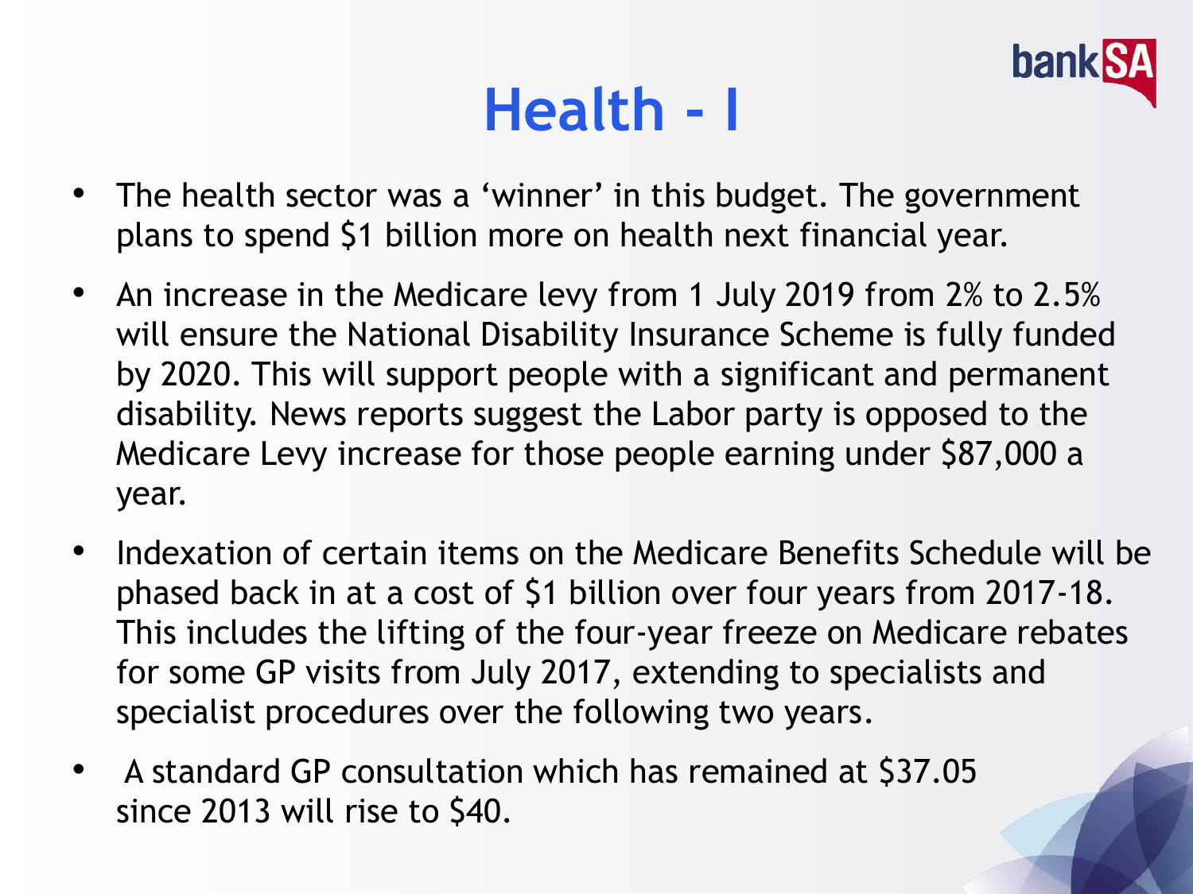# Health - I

- The health sector was a 'winner' in this budget. The government plans to spend $1 billion more on health next financial year.
- An increase in the Medicare levy from 1 July 2019 from 2% to 2.5% will ensure the National Disability Insurance Scheme is fully funded by 2020. This will support people with a significant and permanent disability. News reports suggest the Labor party is opposed to the Medicare Levy increase for those people earning under $87,000 a year.
- Indexation of certain items on the Medicare Benefits Schedule will be phased back in at a cost of $1 billion over four years from 2017-18. This includes the lifting of the four-year freeze on Medicare rebates for some GP visits from July 2017, extending to specialists and specialist procedures over the following two years.
- A standard GP consultation which has remained at $37.05 since 2013 will rise to $40.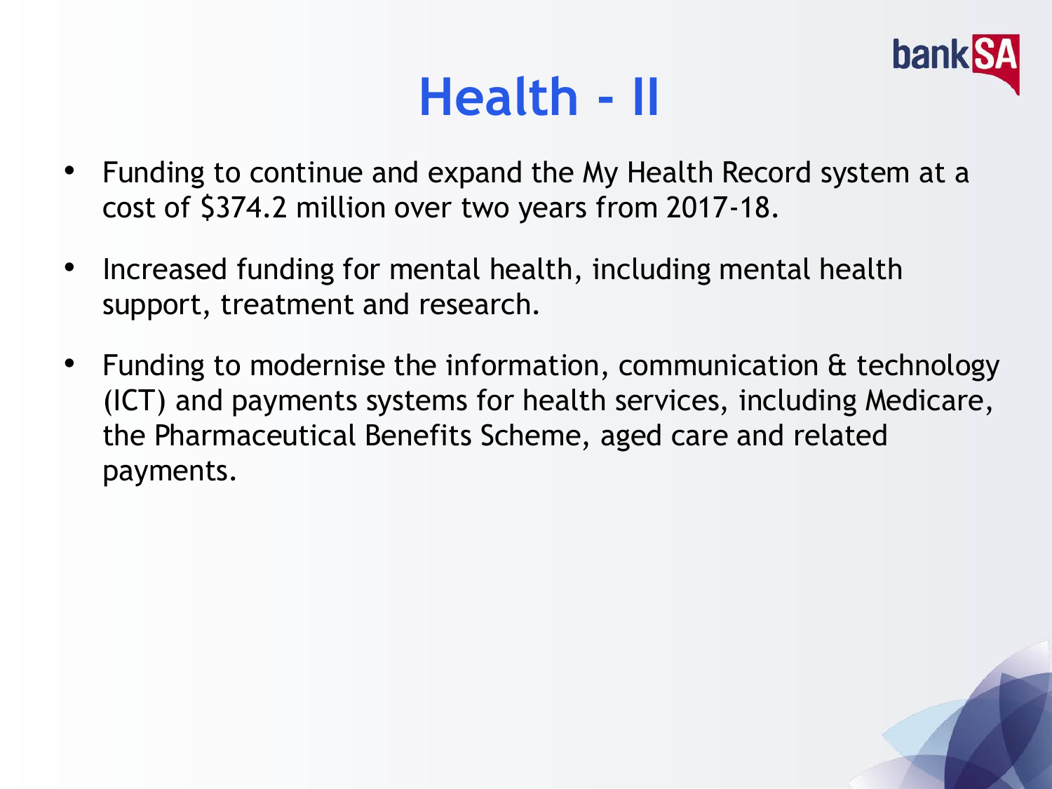# Health - II

- Funding to continue and expand the My Health Record system at a cost of $374.2 million over two years from 2017-18.
- Increased funding for mental health, including mental health support, treatment and research.
- Funding to modernise the information, communication & technology (ICT) and payments systems for health services, including Medicare, the Pharmaceutical Benefits Scheme, aged care and related payments.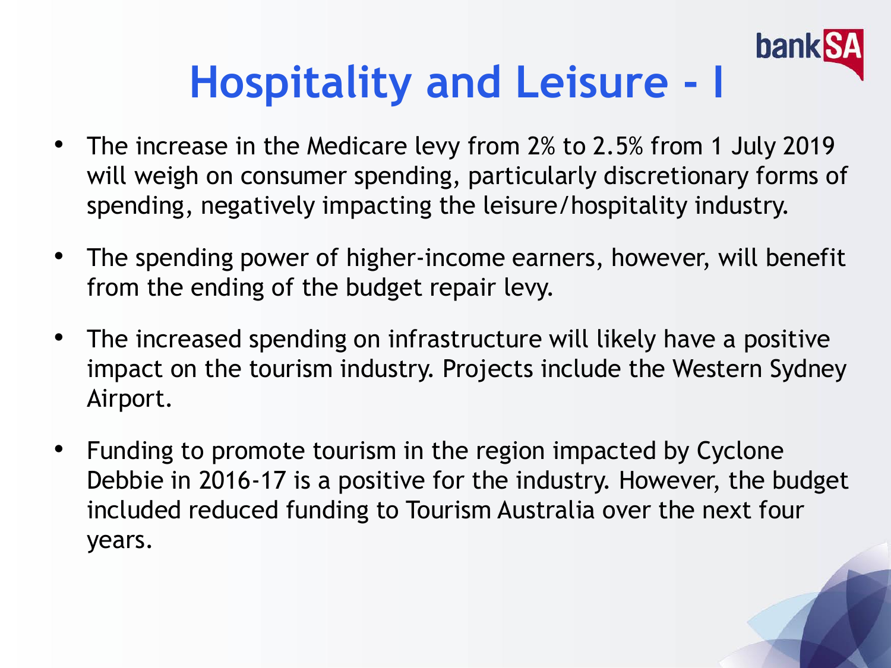# Hospitality and Leisure - I

- The increase in the Medicare levy from 2% to 2.5% from 1 July 2019 will weigh on consumer spending, particularly discretionary forms of spending, negatively impacting the leisure/hospitality industry.
- The spending power of higher-income earners, however, will benefit from the ending of the budget repair levy.
- The increased spending on infrastructure will likely have a positive impact on the tourism industry. Projects include the Western Sydney Airport.
- Funding to promote tourism in the region impacted by Cyclone Debbie in 2016-17 is a positive for the industry. However, the budget included reduced funding to Tourism Australia over the next four years.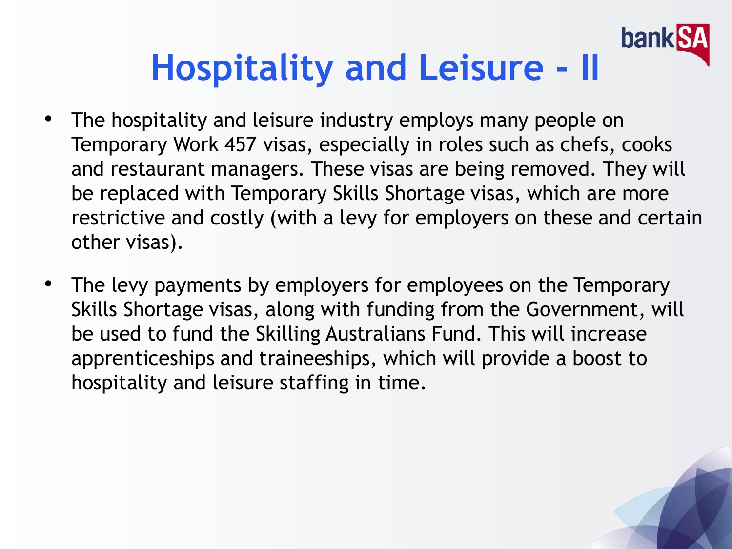# Hospitality and Leisure - II

- The hospitality and leisure industry employs many people on Temporary Work 457 visas, especially in roles such as chefs, cooks and restaurant managers. These visas are being removed. They will be replaced with Temporary Skills Shortage visas, which are more restrictive and costly (with a levy for employers on these and certain other visas).
- The levy payments by employers for employees on the Temporary Skills Shortage visas, along with funding from the Government, will be used to fund the Skilling Australians Fund. This will increase apprenticeships and traineeships, which will provide a boost to hospitality and leisure staffing in time.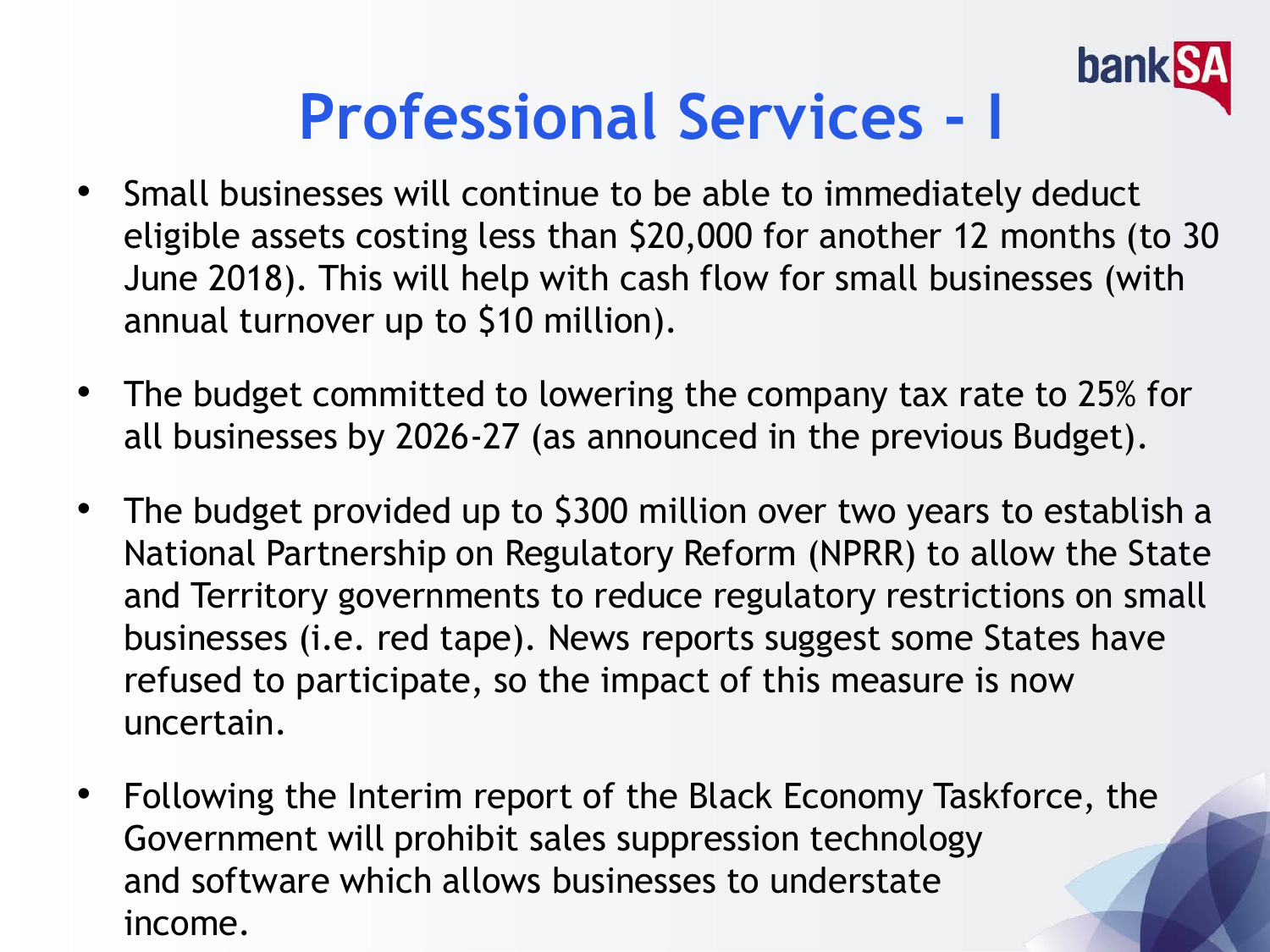# Professional Services - I

- Small businesses will continue to be able to immediately deduct eligible assets costing less than $20,000 for another 12 months (to 30 June 2018). This will help with cash flow for small businesses (with annual turnover up to $10 million).

- The budget committed to lowering the company tax rate to 25% for all businesses by 2026-27 (as announced in the previous Budget).

- The budget provided up to $300 million over two years to establish a National Partnership on Regulatory Reform (NPRR) to allow the State and Territory governments to reduce regulatory restrictions on small businesses (i.e. red tape). News reports suggest some States have refused to participate, so the impact of this measure is now uncertain.

- Following the Interim report of the Black Economy Taskforce, the Government will prohibit sales suppression technology and software which allows businesses to understate income.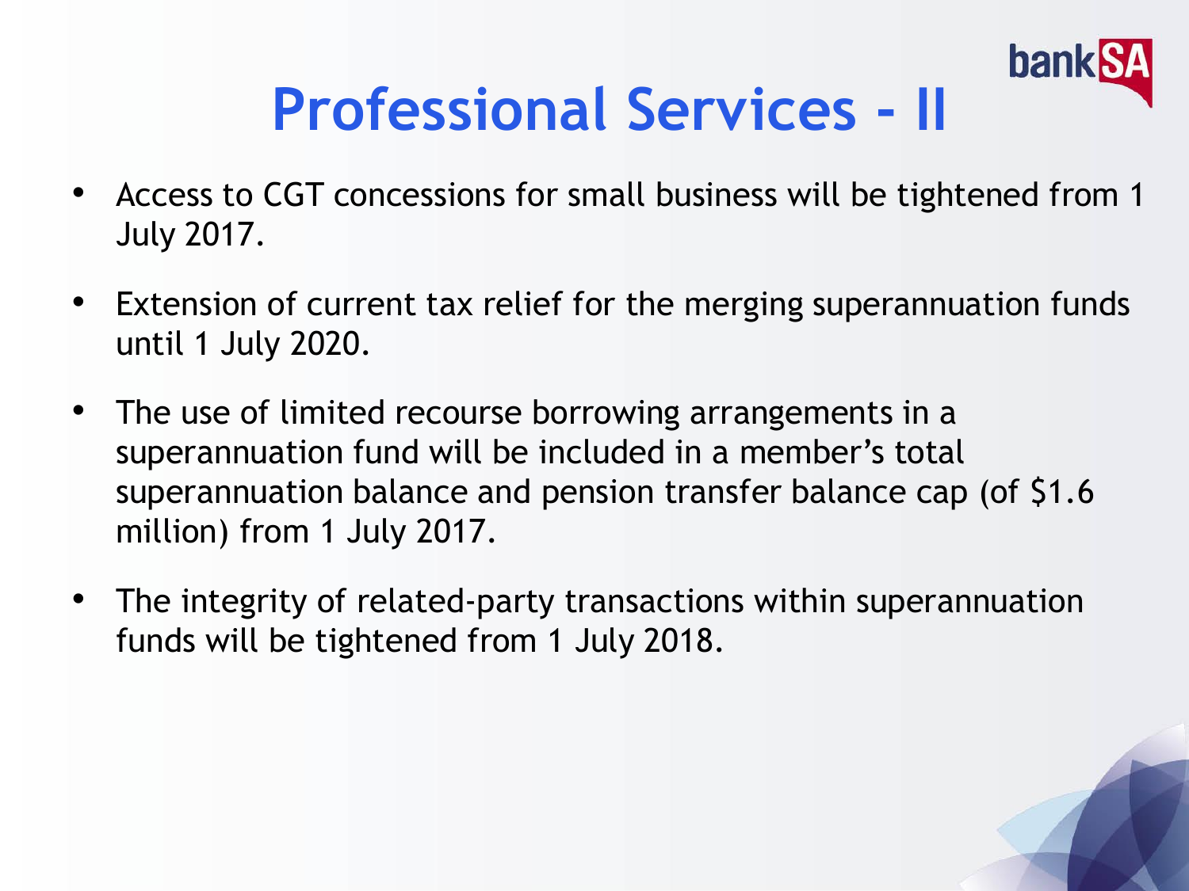# Professional Services - II

- Access to CGT concessions for small business will be tightened from 1 July 2017.
- Extension of current tax relief for the merging superannuation funds until 1 July 2020.
- The use of limited recourse borrowing arrangements in a superannuation fund will be included in a member's total superannuation balance and pension transfer balance cap (of $1.6 million) from 1 July 2017.
- The integrity of related-party transactions within superannuation funds will be tightened from 1 July 2018.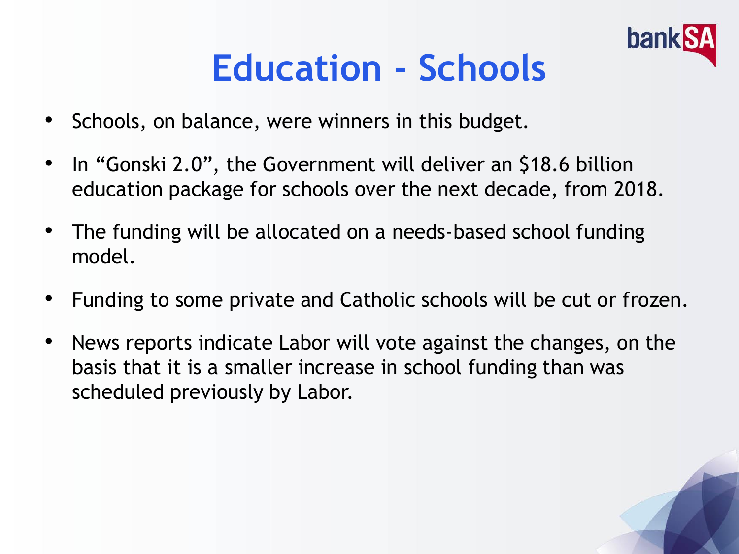# Education - Schools

- Schools, on balance, were winners in this budget.
- In "Gonski 2.0", the Government will deliver an $18.6 billion education package for schools over the next decade, from 2018.
- The funding will be allocated on a needs-based school funding model.
- Funding to some private and Catholic schools will be cut or frozen.
- News reports indicate Labor will vote against the changes, on the basis that it is a smaller increase in school funding than was scheduled previously by Labor.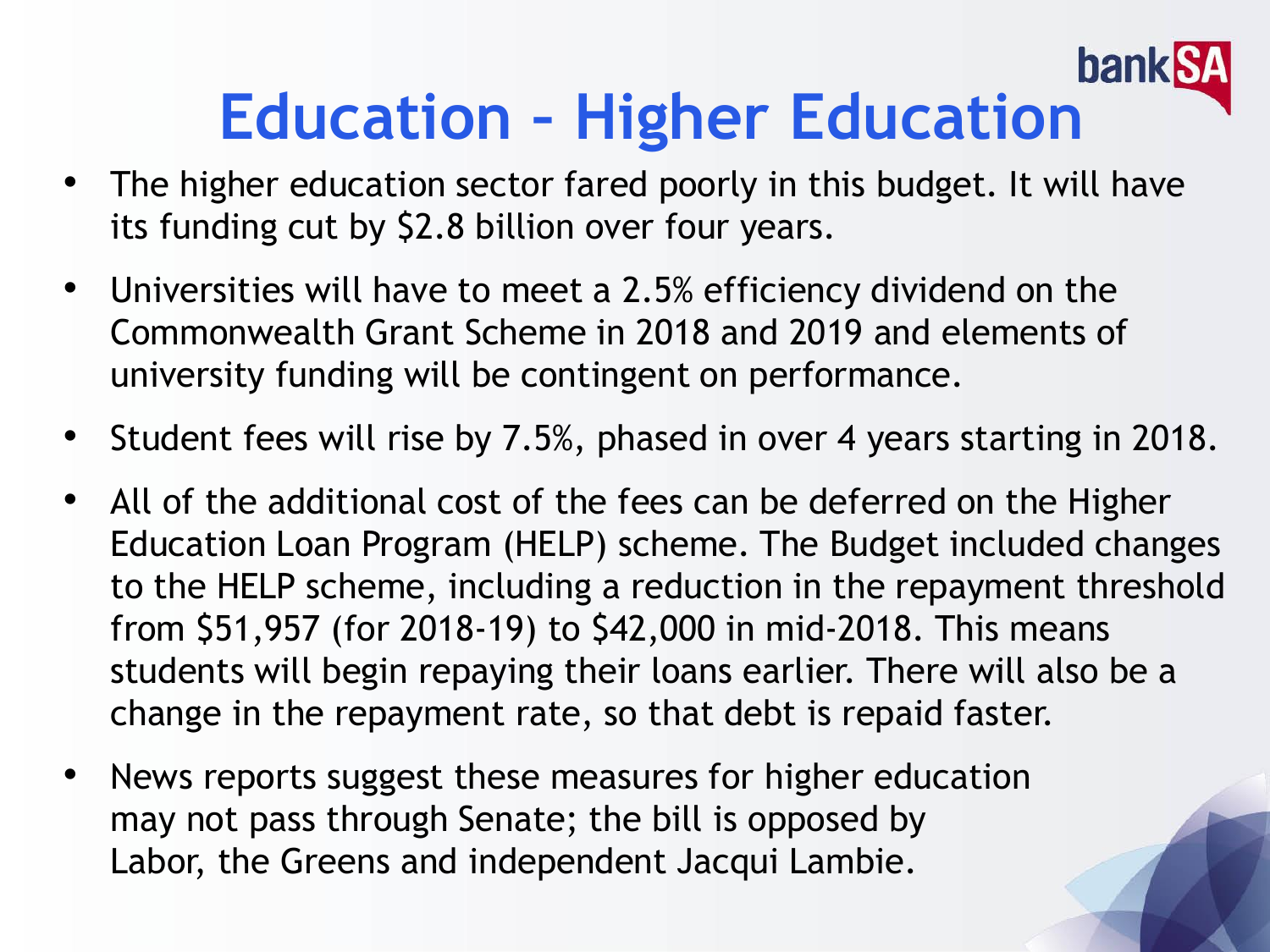# Education – Higher Education

- The higher education sector fared poorly in this budget. It will have its funding cut by $2.8 billion over four years.
- Universities will have to meet a 2.5% efficiency dividend on the Commonwealth Grant Scheme in 2018 and 2019 and elements of university funding will be contingent on performance.
- Student fees will rise by 7.5%, phased in over 4 years starting in 2018.
- All of the additional cost of the fees can be deferred on the Higher Education Loan Program (HELP) scheme. The Budget included changes to the HELP scheme, including a reduction in the repayment threshold from $51,957 (for 2018-19) to $42,000 in mid-2018. This means students will begin repaying their loans earlier. There will also be a change in the repayment rate, so that debt is repaid faster.
- News reports suggest these measures for higher education may not pass through Senate; the bill is opposed by Labor, the Greens and independent Jacqui Lambie.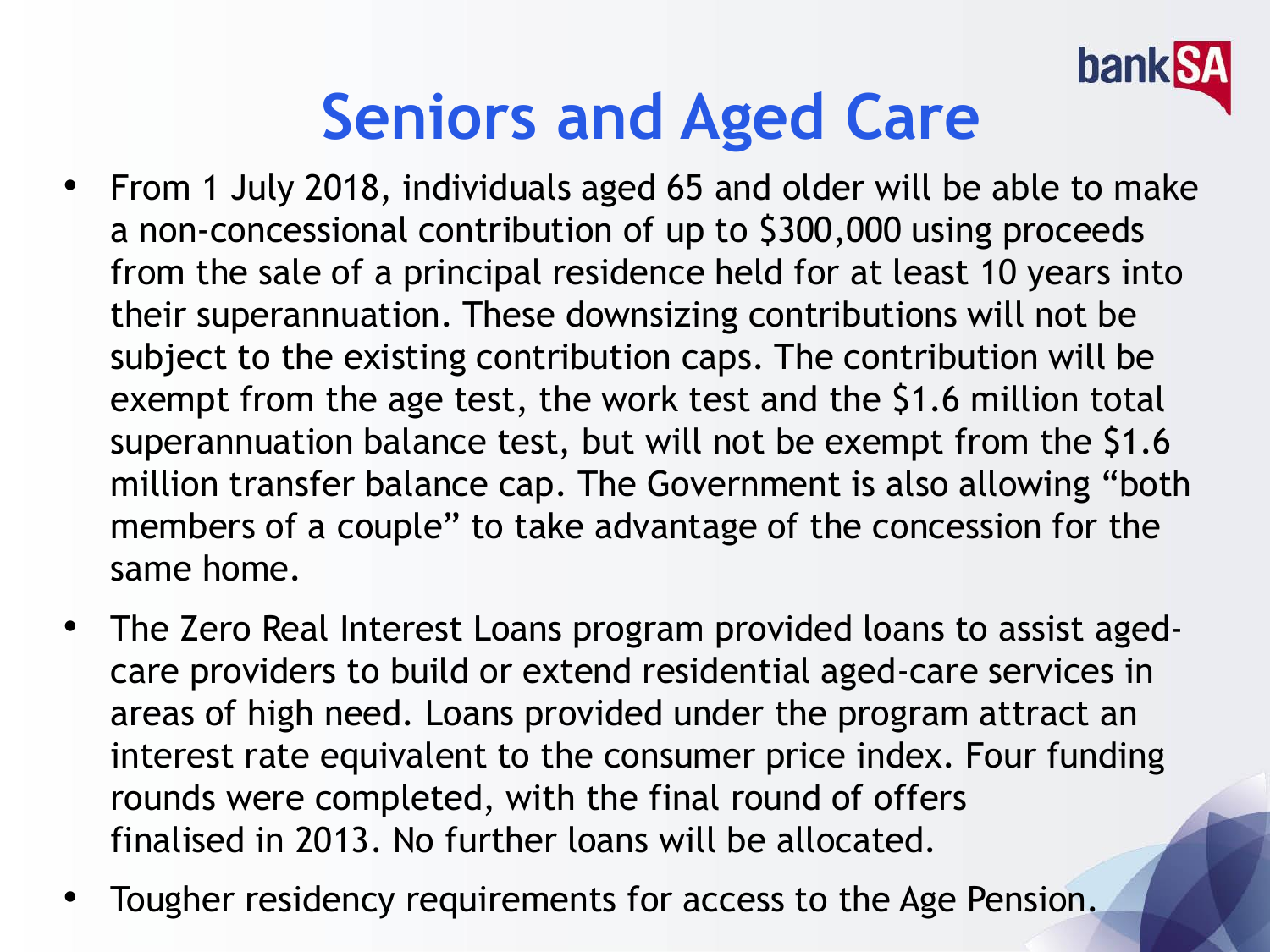# Seniors and Aged Care

- From 1 July 2018, individuals aged 65 and older will be able to make a non-concessional contribution of up to $300,000 using proceeds from the sale of a principal residence held for at least 10 years into their superannuation. These downsizing contributions will not be subject to the existing contribution caps. The contribution will be exempt from the age test, the work test and the $1.6 million total superannuation balance test, but will not be exempt from the $1.6 million transfer balance cap. The Government is also allowing "both members of a couple" to take advantage of the concession for the same home.
- The Zero Real Interest Loans program provided loans to assist aged-care providers to build or extend residential aged-care services in areas of high need. Loans provided under the program attract an interest rate equivalent to the consumer price index. Four funding rounds were completed, with the final round of offers finalised in 2013. No further loans will be allocated.
- Tougher residency requirements for access to the Age Pension.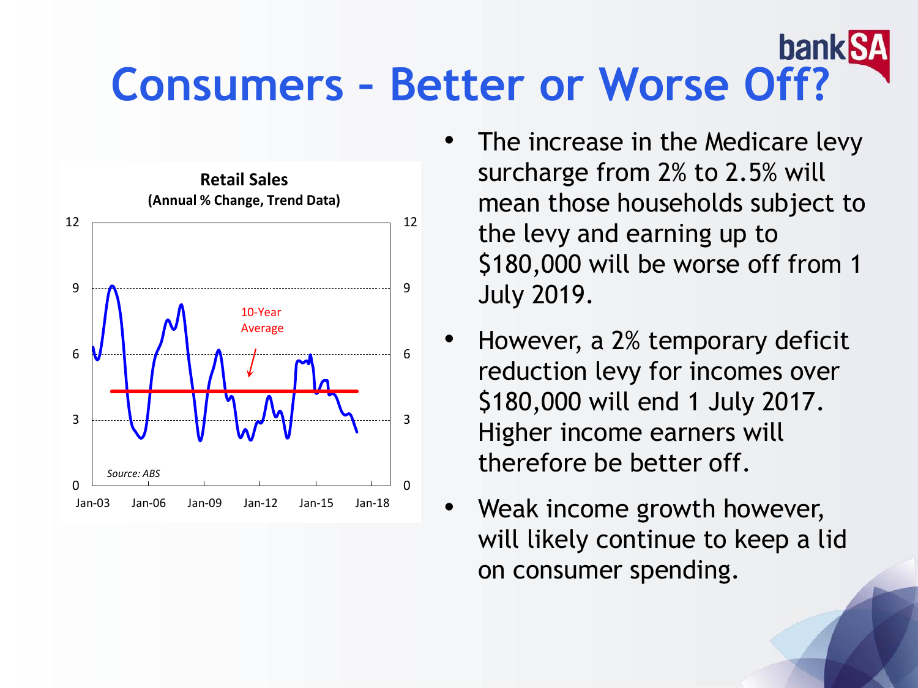# Consumers – Better or Worse Off?

**Retail Sales**
**(Annual % Change, Trend Data)**

10-Year Average

*Source: ABS*

- The increase in the Medicare levy surcharge from 2% to 2.5% will mean those households subject to the levy and earning up to $180,000 will be worse off from 1 July 2019.
- However, a 2% temporary deficit reduction levy for incomes over $180,000 will end 1 July 2017. Higher income earners will therefore be better off.
- Weak income growth however, will likely continue to keep a lid on consumer spending.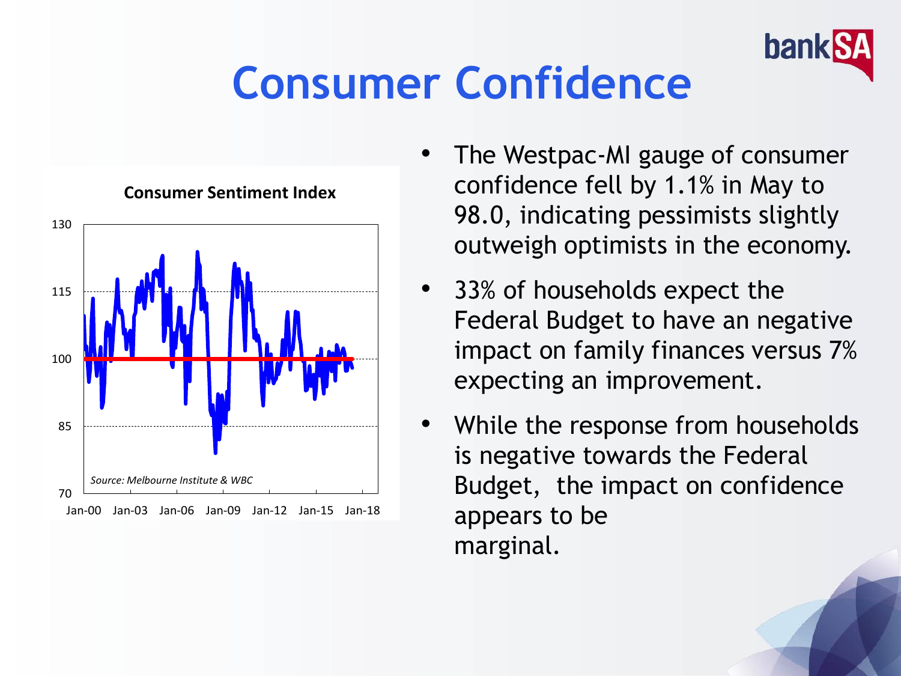# Consumer Confidence

**Consumer Sentiment Index**

*Source: Melbourne Institute & WBC*

- The Westpac-MI gauge of consumer confidence fell by 1.1% in May to 98.0, indicating pessimists slightly outweigh optimists in the economy.
- 33% of households expect the Federal Budget to have an negative impact on family finances versus 7% expecting an improvement.
- While the response from households is negative towards the Federal Budget, the impact on confidence appears to be marginal.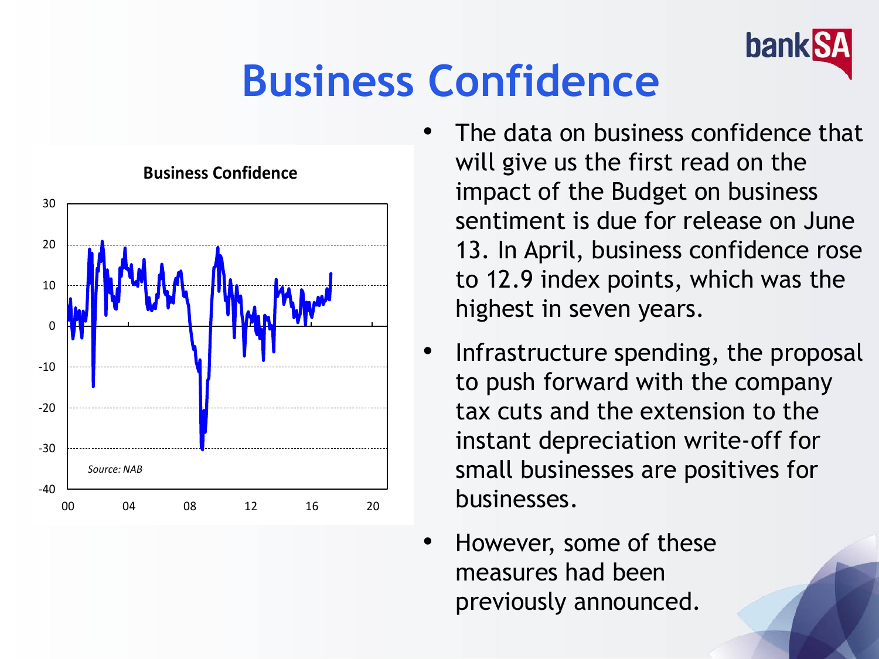# Business Confidence

**Business Confidence**

Source: NAB

- The data on business confidence that will give us the first read on the impact of the Budget on business sentiment is due for release on June 13. In April, business confidence rose to 12.9 index points, which was the highest in seven years.
- Infrastructure spending, the proposal to push forward with the company tax cuts and the extension to the instant depreciation write-off for small businesses are positives for businesses.
- However, some of these measures had been previously announced.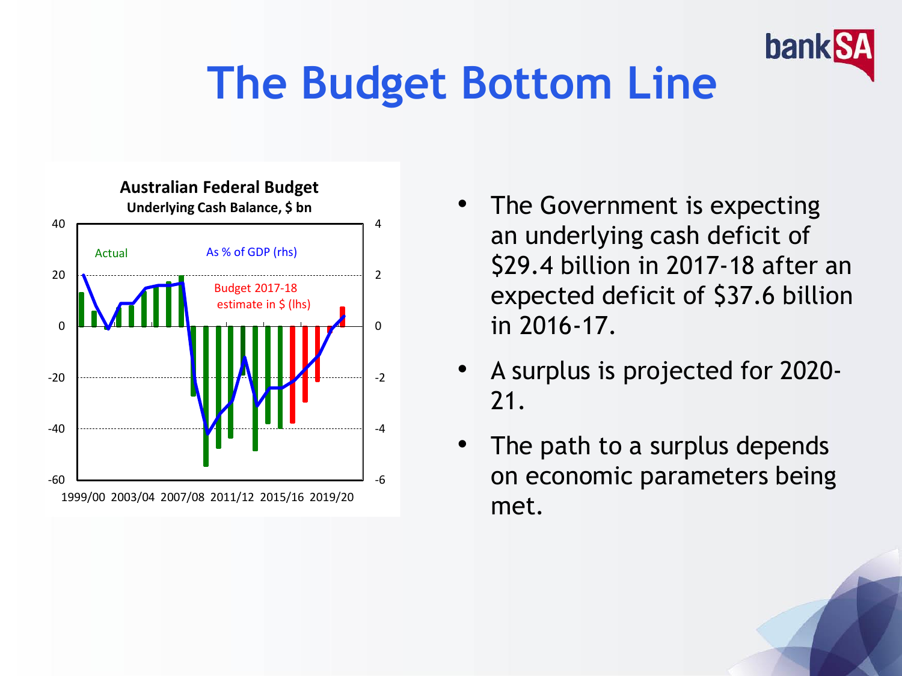# The Budget Bottom Line

**Australian Federal Budget**
**Underlying Cash Balance, $ bn**

Actual

As % of GDP (rhs)

Budget 2017-18 estimate in $ (lhs)

40, 20, 0, -20, -40, -60

4, 2, 0, -2, -4, -6

1999/00 2003/04 2007/08 2011/12 2015/16 2019/20

- The Government is expecting an underlying cash deficit of $29.4 billion in 2017-18 after an expected deficit of $37.6 billion in 2016-17.
- A surplus is projected for 2020-21.
- The path to a surplus depends on economic parameters being met.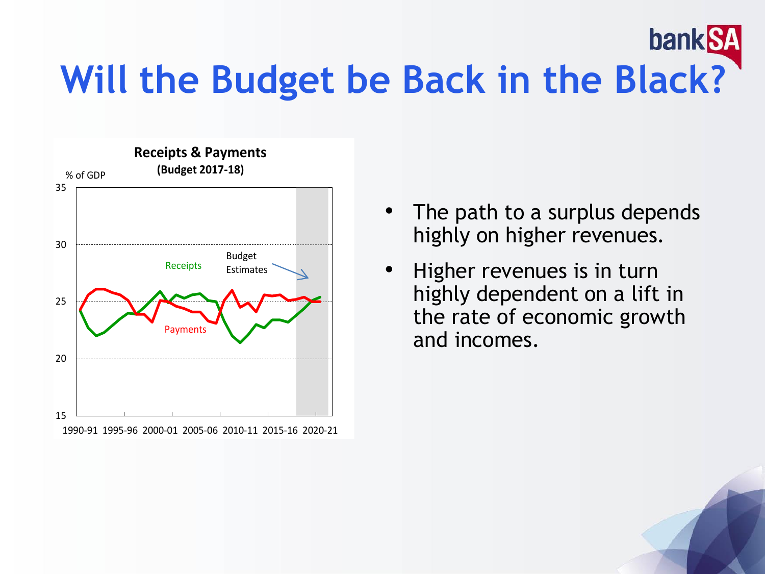# Will the Budget be Back in the Black?

**Receipts & Payments**
**(Budget 2017-18)**

% of GDP

- The path to a surplus depends highly on higher revenues.
- Higher revenues is in turn highly dependent on a lift in the rate of economic growth and incomes.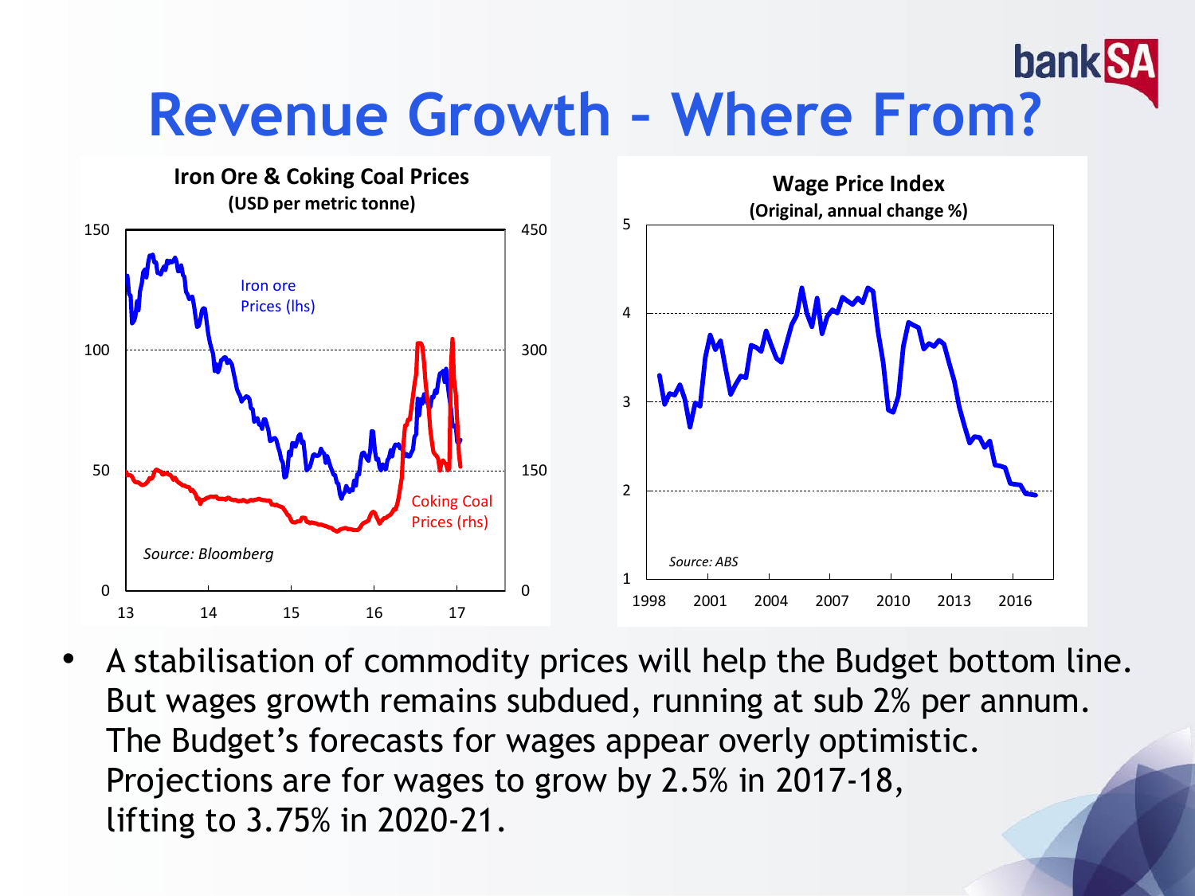# Revenue Growth – Where From?

**Iron Ore & Coking Coal Prices**
**(USD per metric tonne)**

Iron ore Prices (lhs)

Coking Coal Prices (rhs)

*Source: Bloomberg*

**Wage Price Index**
**(Original, annual change %)**

*Source: ABS*

- A stabilisation of commodity prices will help the Budget bottom line. But wages growth remains subdued, running at sub 2% per annum. The Budget's forecasts for wages appear overly optimistic. Projections are for wages to grow by 2.5% in 2017-18, lifting to 3.75% in 2020-21.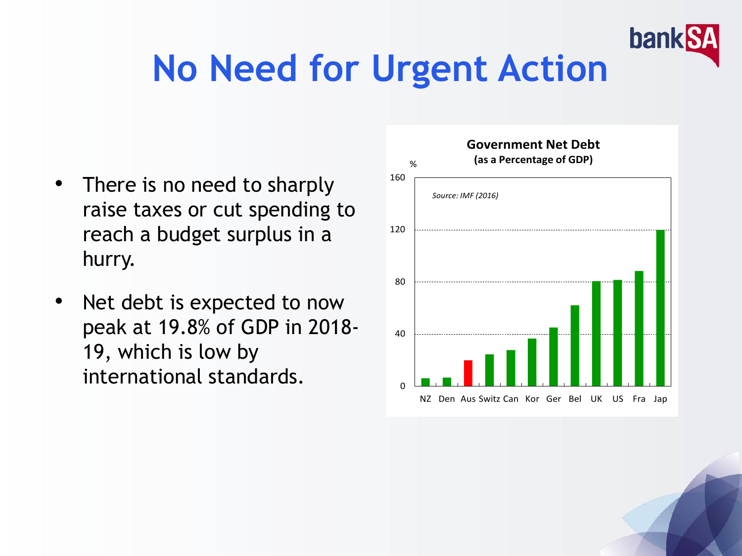# No Need for Urgent Action

- There is no need to sharply raise taxes or cut spending to reach a budget surplus in a hurry.
- Net debt is expected to now peak at 19.8% of GDP in 2018-19, which is low by international standards.

**Government Net Debt**
**(as a Percentage of GDP)**

*Source: IMF (2016)*

%

NZ Den Aus Switz Can Kor Ger Bel UK US Fra Jap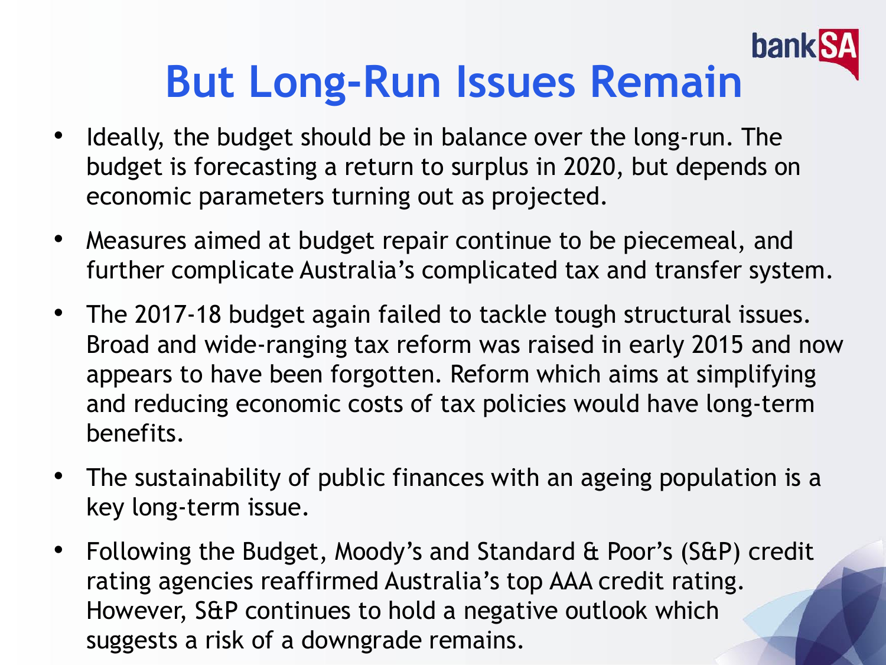# But Long-Run Issues Remain

- Ideally, the budget should be in balance over the long-run. The budget is forecasting a return to surplus in 2020, but depends on economic parameters turning out as projected.
- Measures aimed at budget repair continue to be piecemeal, and further complicate Australia's complicated tax and transfer system.
- The 2017-18 budget again failed to tackle tough structural issues. Broad and wide-ranging tax reform was raised in early 2015 and now appears to have been forgotten. Reform which aims at simplifying and reducing economic costs of tax policies would have long-term benefits.
- The sustainability of public finances with an ageing population is a key long-term issue.
- Following the Budget, Moody's and Standard & Poor's (S&P) credit rating agencies reaffirmed Australia's top AAA credit rating. However, S&P continues to hold a negative outlook which suggests a risk of a downgrade remains.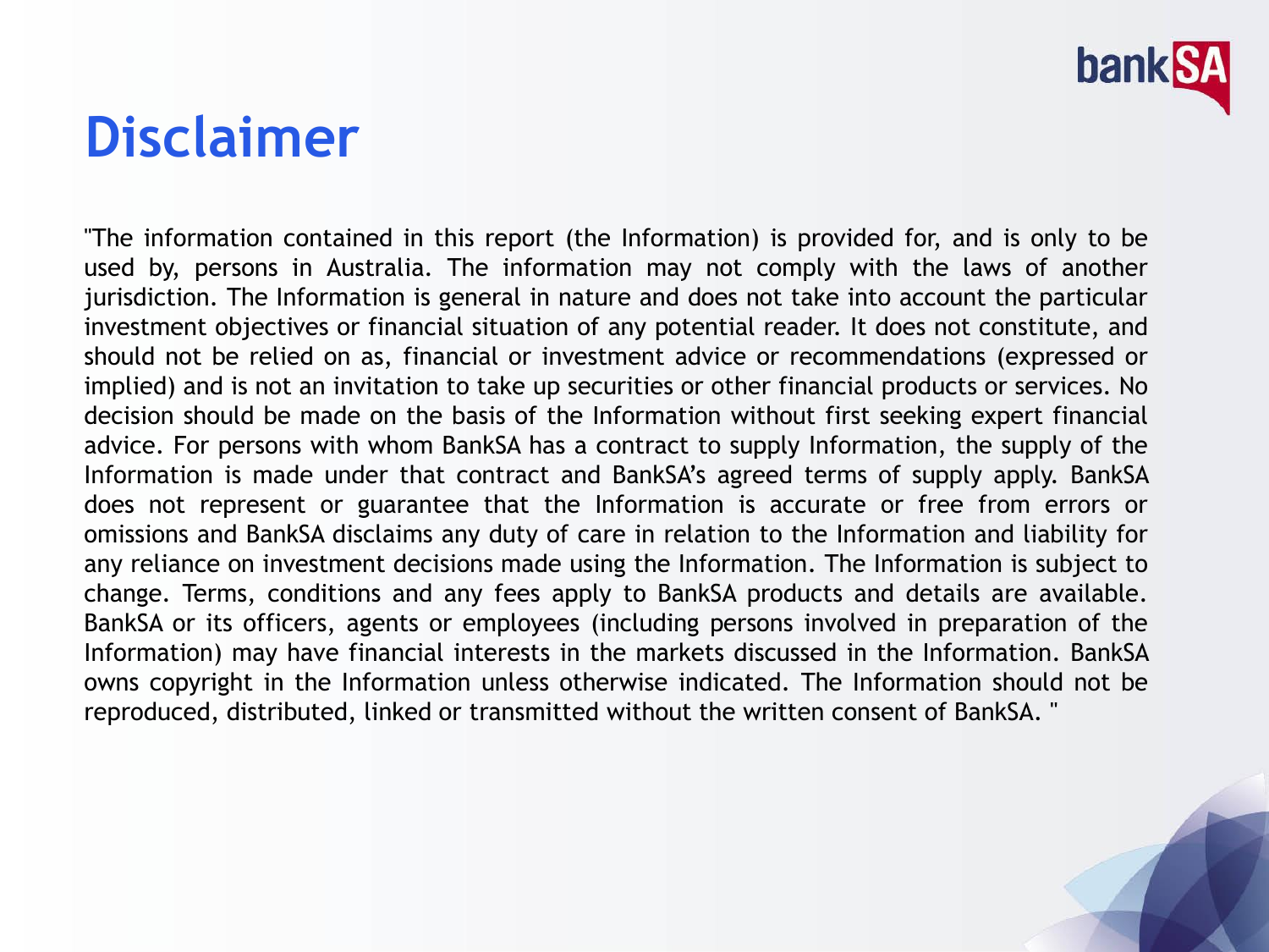# Disclaimer

"The information contained in this report (the Information) is provided for, and is only to be used by, persons in Australia. The information may not comply with the laws of another jurisdiction. The Information is general in nature and does not take into account the particular investment objectives or financial situation of any potential reader. It does not constitute, and should not be relied on as, financial or investment advice or recommendations (expressed or implied) and is not an invitation to take up securities or other financial products or services. No decision should be made on the basis of the Information without first seeking expert financial advice. For persons with whom BankSA has a contract to supply Information, the supply of the Information is made under that contract and BankSA's agreed terms of supply apply. BankSA does not represent or guarantee that the Information is accurate or free from errors or omissions and BankSA disclaims any duty of care in relation to the Information and liability for any reliance on investment decisions made using the Information. The Information is subject to change. Terms, conditions and any fees apply to BankSA products and details are available. BankSA or its officers, agents or employees (including persons involved in preparation of the Information) may have financial interests in the markets discussed in the Information. BankSA owns copyright in the Information unless otherwise indicated. The Information should not be reproduced, distributed, linked or transmitted without the written consent of BankSA. "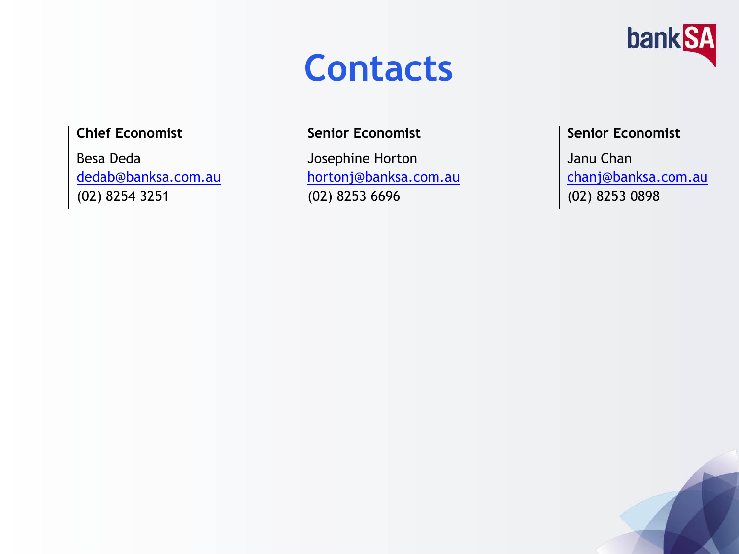# Contacts

**Chief Economist**

Besa Deda
dedab@banksa.com.au
(02) 8254 3251

**Senior Economist**

Josephine Horton
hortonj@banksa.com.au
(02) 8253 6696

**Senior Economist**

Janu Chan
chanj@banksa.com.au
(02) 8253 0898